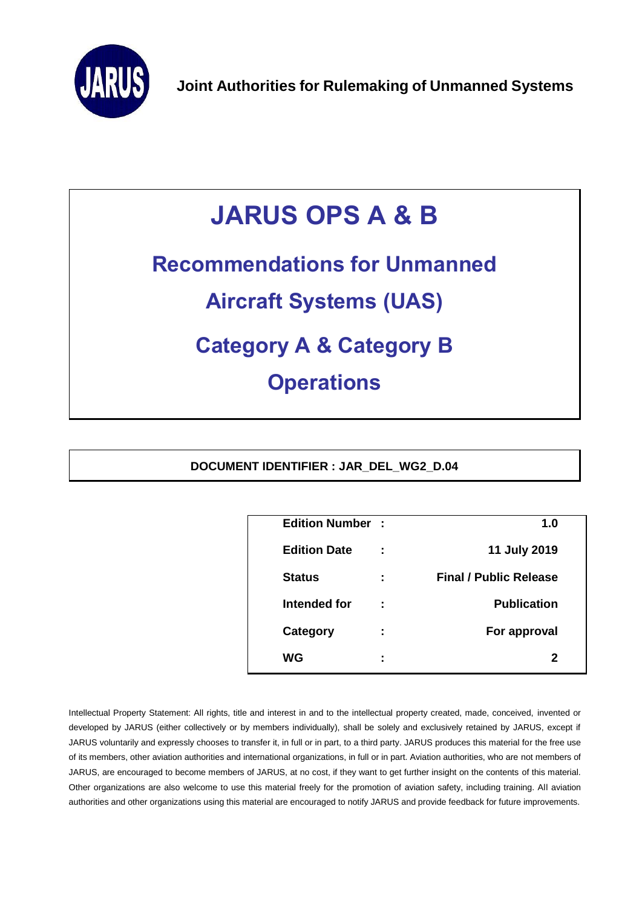**Joint Authorities for Rulemaking of Unmanned Systems**

# JARUS OPS A & B

## Recommendations for Unmanned Aircraft Systems (UAS) Category A & Category B Operations

**DOCUMENT IDENTIFIER : JAR_DEL_WG2_D.04**

| | | |
|---|---|---|
| **Edition Number** | **:** | **1.0** |
| **Edition Date** | **:** | **11 July 2019** |
| **Status** | **:** | **Final / Public Release** |
| **Intended for** | **:** | **Publication** |
| **Category** | **:** | **For approval** |
| **WG** | **:** | **2** |

Intellectual Property Statement: All rights, title and interest in and to the intellectual property created, made, conceived, invented or developed by JARUS (either collectively or by members individually), shall be solely and exclusively retained by JARUS, except if JARUS voluntarily and expressly chooses to transfer it, in full or in part, to a third party. JARUS produces this material for the free use of its members, other aviation authorities and international organizations, in full or in part. Aviation authorities, who are not members of JARUS, are encouraged to become members of JARUS, at no cost, if they want to get further insight on the contents of this material. Other organizations are also welcome to use this material freely for the promotion of aviation safety, including training. All aviation authorities and other organizations using this material are encouraged to notify JARUS and provide feedback for future improvements.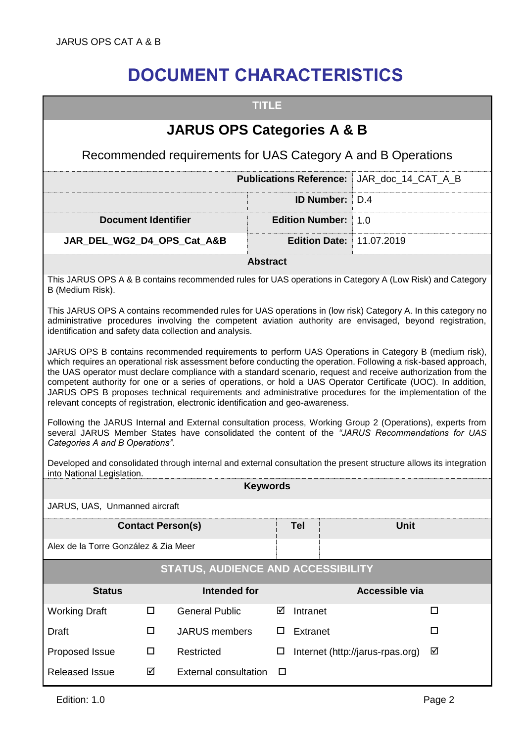# DOCUMENT CHARACTERISTICS

| TITLE | | |
|---|---|---|
| **JARUS OPS Categories A & B** | | |
| Recommended requirements for UAS Category A and B Operations | | |
| | **Publications Reference:** | JAR_doc_14_CAT_A_B |
| | **ID Number:** | D.4 |
| **Document Identifier** | **Edition Number:** | 1.0 |
| **JAR_DEL_WG2_D4_OPS_Cat_A&B** | **Edition Date:** | 11.07.2019 |

**Abstract**

This JARUS OPS A & B contains recommended rules for UAS operations in Category A (Low Risk) and Category B (Medium Risk).

This JARUS OPS A contains recommended rules for UAS operations in (low risk) Category A. In this category no administrative procedures involving the competent aviation authority are envisaged, beyond registration, identification and safety data collection and analysis.

JARUS OPS B contains recommended requirements to perform UAS Operations in Category B (medium risk), which requires an operational risk assessment before conducting the operation. Following a risk-based approach, the UAS operator must declare compliance with a standard scenario, request and receive authorization from the competent authority for one or a series of operations, or hold a UAS Operator Certificate (UOC). In addition, JARUS OPS B proposes technical requirements and administrative procedures for the implementation of the relevant concepts of registration, electronic identification and geo-awareness.

Following the JARUS Internal and External consultation process, Working Group 2 (Operations), experts from several JARUS Member States have consolidated the content of the *"JARUS Recommendations for UAS Categories A and B Operations"*.

Developed and consolidated through internal and external consultation the present structure allows its integration into National Legislation.

**Keywords**

JARUS, UAS, Unmanned aircraft

| Contact Person(s) | Tel | Unit |
|---|---|---|
| Alex de la Torre González & Zia Meer | | |

**STATUS, AUDIENCE AND ACCESSIBILITY**

| Status | | Intended for | | Accessible via | |
|---|---|---|---|---|---|
| Working Draft | ☐ | General Public | ☑ | Intranet | ☐ |
| Draft | ☐ | JARUS members | ☐ | Extranet | ☐ |
| Proposed Issue | ☐ | Restricted | ☐ | Internet (http://jarus-rpas.org) | ☑ |
| Released Issue | ☑ | External consultation | ☐ | | |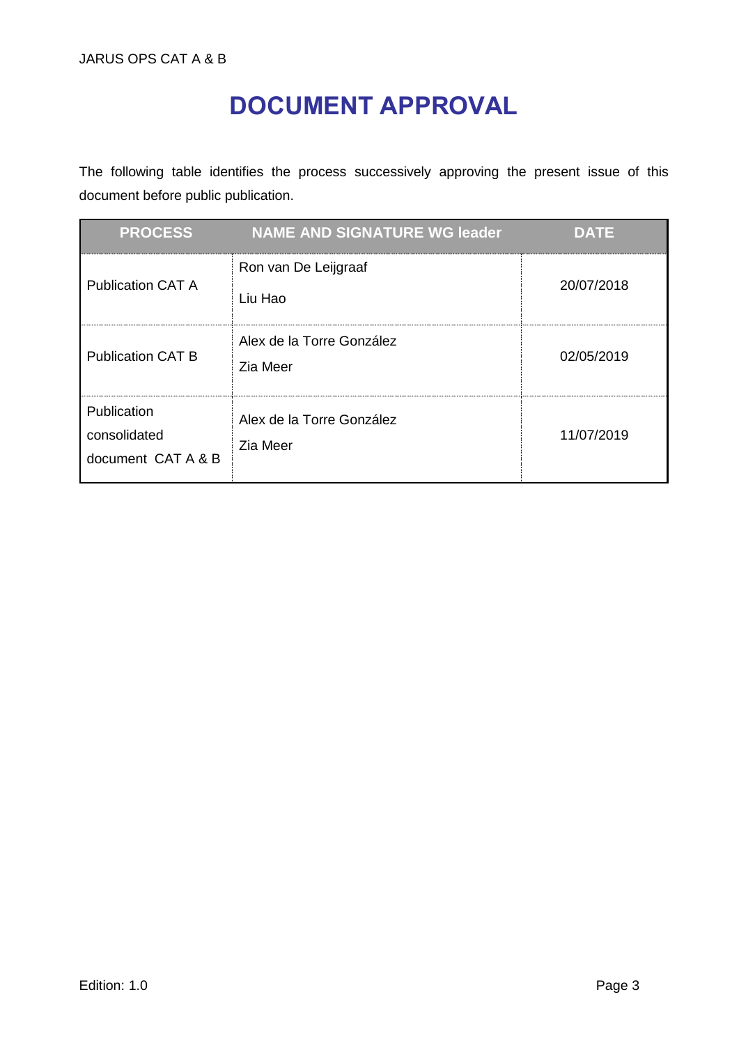# DOCUMENT APPROVAL

The following table identifies the process successively approving the present issue of this document before public publication.

| PROCESS | NAME AND SIGNATURE WG leader | DATE |
|---|---|---|
| Publication CAT A | Ron van De Leijgraaf<br>Liu Hao | 20/07/2018 |
| Publication CAT B | Alex de la Torre González<br>Zia Meer | 02/05/2019 |
| Publication consolidated document CAT A & B | Alex de la Torre González<br>Zia Meer | 11/07/2019 |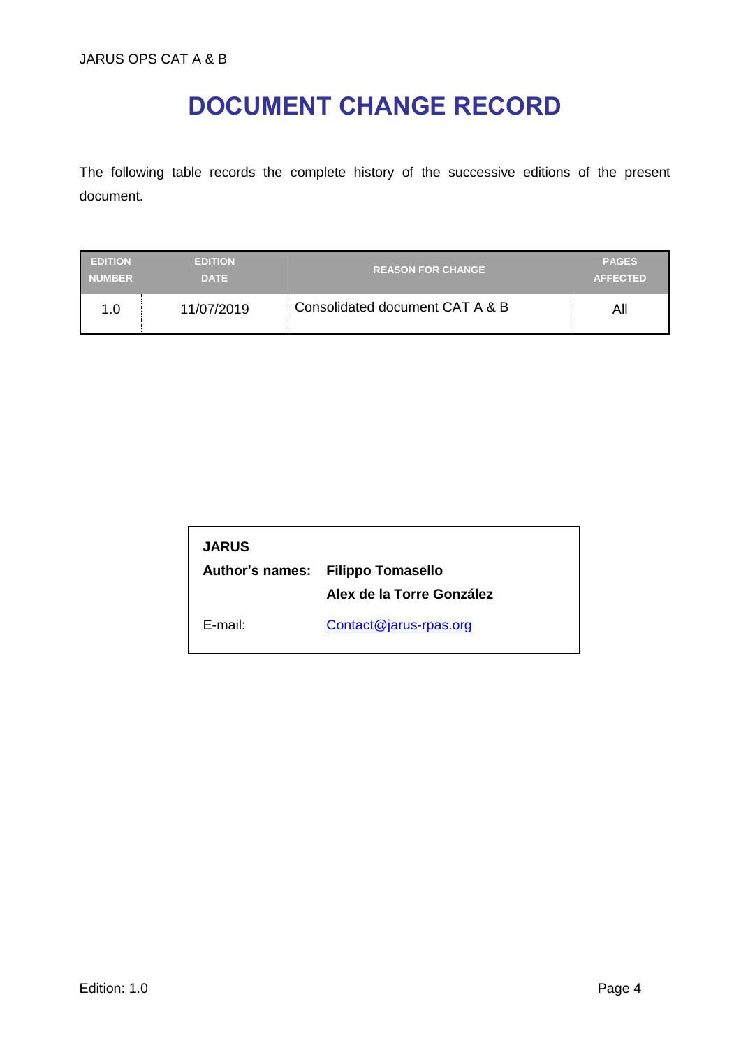# DOCUMENT CHANGE RECORD

The following table records the complete history of the successive editions of the present document.

| EDITION NUMBER | EDITION DATE | REASON FOR CHANGE | PAGES AFFECTED |
|---|---|---|---|
| 1.0 | 11/07/2019 | Consolidated document CAT A & B | All |

| **JARUS** | |
|---|---|
| **Author's names:** | **Filippo Tomasello** |
| | **Alex de la Torre González** |
| E-mail: | [Contact@jarus-rpas.org](mailto:Contact@jarus-rpas.org) |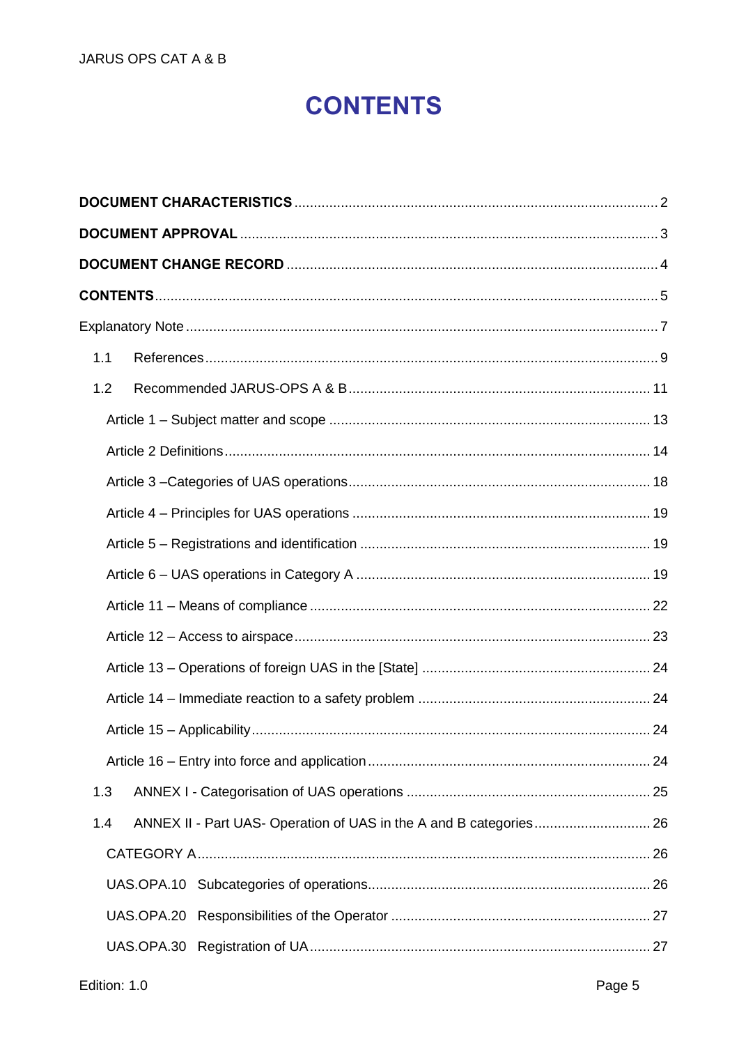# CONTENTS

**DOCUMENT CHARACTERISTICS** .......... 2

**DOCUMENT APPROVAL** .......... 3

**DOCUMENT CHANGE RECORD** .......... 4

**CONTENTS** .......... 5

Explanatory Note .......... 7

- 1.1 References .......... 9
- 1.2 Recommended JARUS-OPS A & B .......... 11
  - Article 1 – Subject matter and scope .......... 13
  - Article 2 Definitions .......... 14
  - Article 3 –Categories of UAS operations .......... 18
  - Article 4 – Principles for UAS operations .......... 19
  - Article 5 – Registrations and identification .......... 19
  - Article 6 – UAS operations in Category A .......... 19
  - Article 11 – Means of compliance .......... 22
  - Article 12 – Access to airspace .......... 23
  - Article 13 – Operations of foreign UAS in the [State] .......... 24
  - Article 14 – Immediate reaction to a safety problem .......... 24
  - Article 15 – Applicability .......... 24
  - Article 16 – Entry into force and application .......... 24
- 1.3 ANNEX I - Categorisation of UAS operations .......... 25
- 1.4 ANNEX II - Part UAS- Operation of UAS in the A and B categories .......... 26
  - CATEGORY A .......... 26
  - UAS.OPA.10 Subcategories of operations .......... 26
  - UAS.OPA.20 Responsibilities of the Operator .......... 27
  - UAS.OPA.30 Registration of UA .......... 27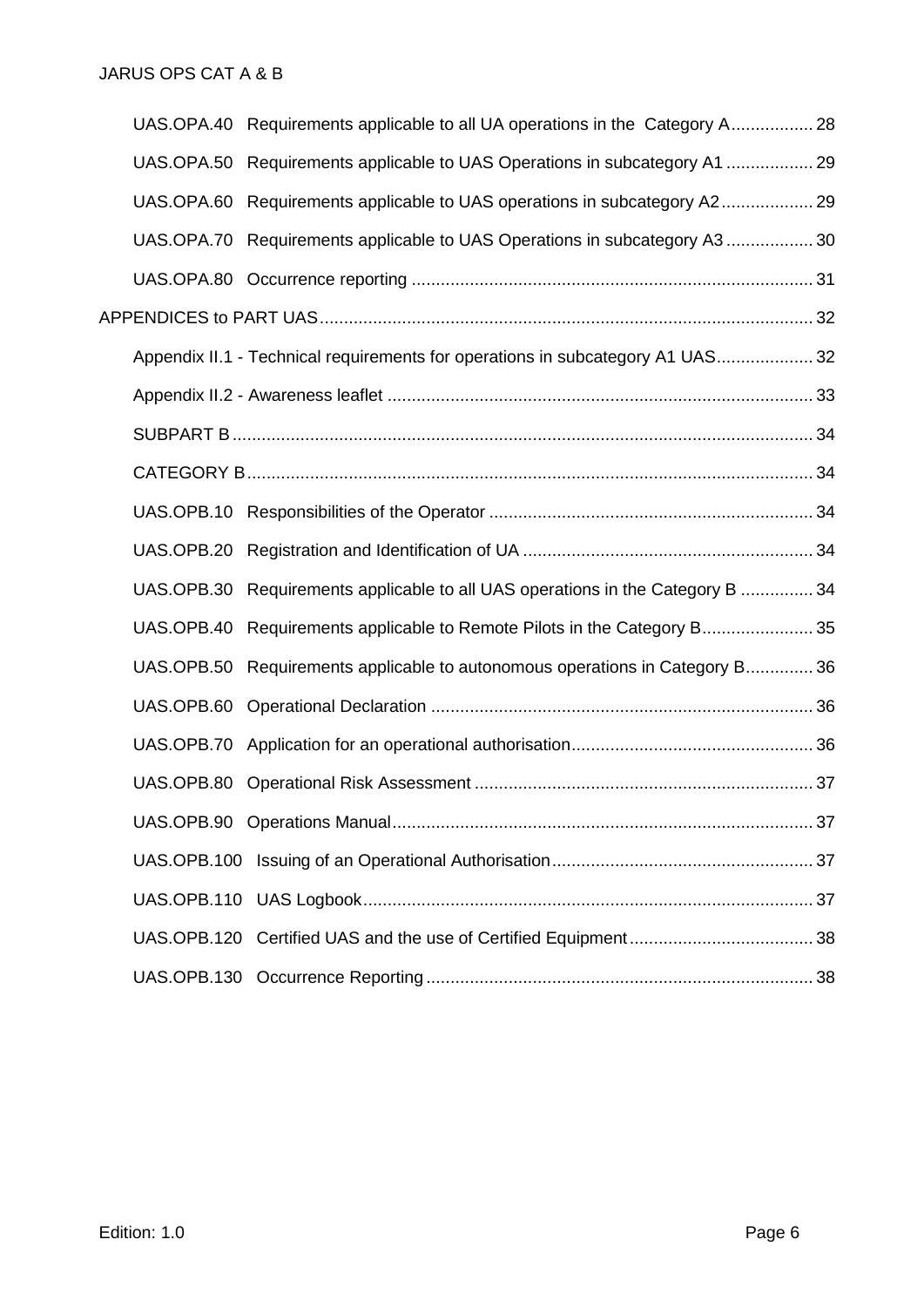UAS.OPA.40 Requirements applicable to all UA operations in the Category A ................. 28

UAS.OPA.50 Requirements applicable to UAS Operations in subcategory A1 .................. 29

UAS.OPA.60 Requirements applicable to UAS operations in subcategory A2 ................... 29

UAS.OPA.70 Requirements applicable to UAS Operations in subcategory A3 .................. 30

UAS.OPA.80 Occurrence reporting ................................................................................... 31

APPENDICES to PART UAS ..................................................................................................... 32

Appendix II.1 - Technical requirements for operations in subcategory A1 UAS .................... 32

Appendix II.2 - Awareness leaflet ........................................................................................ 33

SUBPART B ........................................................................................................................ 34

CATEGORY B ..................................................................................................................... 34

UAS.OPB.10 Responsibilities of the Operator ................................................................... 34

UAS.OPB.20 Registration and Identification of UA ............................................................ 34

UAS.OPB.30 Requirements applicable to all UAS operations in the Category B ............... 34

UAS.OPB.40 Requirements applicable to Remote Pilots in the Category B ....................... 35

UAS.OPB.50 Requirements applicable to autonomous operations in Category B .............. 36

UAS.OPB.60 Operational Declaration ............................................................................... 36

UAS.OPB.70 Application for an operational authorisation .................................................. 36

UAS.OPB.80 Operational Risk Assessment ...................................................................... 37

UAS.OPB.90 Operations Manual ....................................................................................... 37

UAS.OPB.100 Issuing of an Operational Authorisation ...................................................... 37

UAS.OPB.110 UAS Logbook ............................................................................................. 37

UAS.OPB.120 Certified UAS and the use of Certified Equipment ...................................... 38

UAS.OPB.130 Occurrence Reporting ................................................................................ 38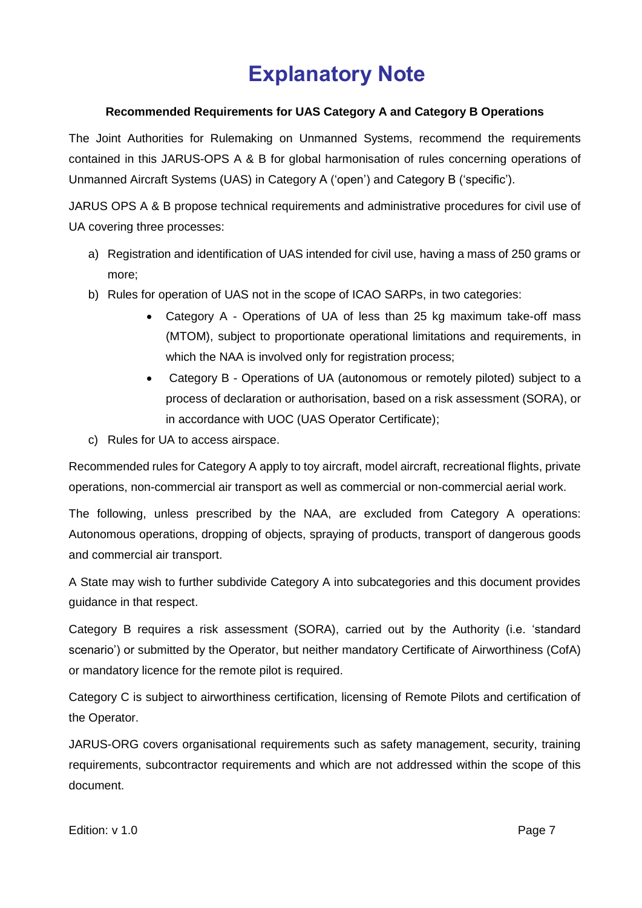# Explanatory Note

**Recommended Requirements for UAS Category A and Category B Operations**

The Joint Authorities for Rulemaking on Unmanned Systems, recommend the requirements contained in this JARUS-OPS A & B for global harmonisation of rules concerning operations of Unmanned Aircraft Systems (UAS) in Category A ('open') and Category B ('specific').

JARUS OPS A & B propose technical requirements and administrative procedures for civil use of UA covering three processes:

a) Registration and identification of UAS intended for civil use, having a mass of 250 grams or more;

b) Rules for operation of UAS not in the scope of ICAO SARPs, in two categories:

   - Category A - Operations of UA of less than 25 kg maximum take-off mass (MTOM), subject to proportionate operational limitations and requirements, in which the NAA is involved only for registration process;
   - Category B - Operations of UA (autonomous or remotely piloted) subject to a process of declaration or authorisation, based on a risk assessment (SORA), or in accordance with UOC (UAS Operator Certificate);

c) Rules for UA to access airspace.

Recommended rules for Category A apply to toy aircraft, model aircraft, recreational flights, private operations, non-commercial air transport as well as commercial or non-commercial aerial work.

The following, unless prescribed by the NAA, are excluded from Category A operations: Autonomous operations, dropping of objects, spraying of products, transport of dangerous goods and commercial air transport.

A State may wish to further subdivide Category A into subcategories and this document provides guidance in that respect.

Category B requires a risk assessment (SORA), carried out by the Authority (i.e. 'standard scenario') or submitted by the Operator, but neither mandatory Certificate of Airworthiness (CofA) or mandatory licence for the remote pilot is required.

Category C is subject to airworthiness certification, licensing of Remote Pilots and certification of the Operator.

JARUS-ORG covers organisational requirements such as safety management, security, training requirements, subcontractor requirements and which are not addressed within the scope of this document.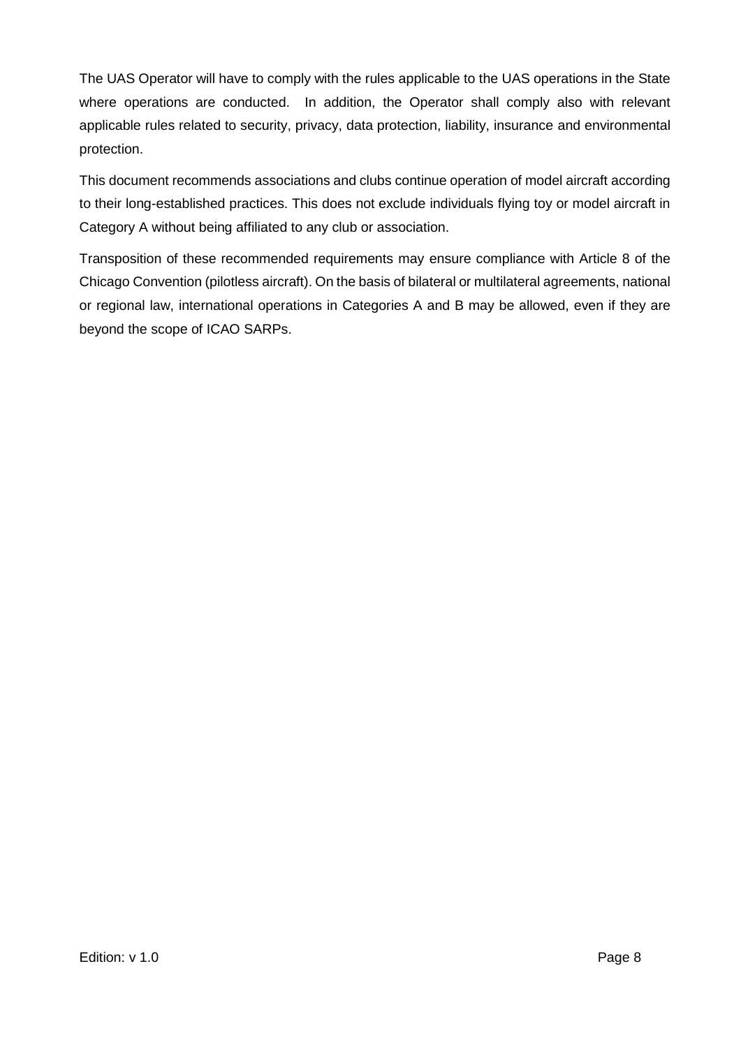The UAS Operator will have to comply with the rules applicable to the UAS operations in the State where operations are conducted. In addition, the Operator shall comply also with relevant applicable rules related to security, privacy, data protection, liability, insurance and environmental protection.

This document recommends associations and clubs continue operation of model aircraft according to their long-established practices. This does not exclude individuals flying toy or model aircraft in Category A without being affiliated to any club or association.

Transposition of these recommended requirements may ensure compliance with Article 8 of the Chicago Convention (pilotless aircraft). On the basis of bilateral or multilateral agreements, national or regional law, international operations in Categories A and B may be allowed, even if they are beyond the scope of ICAO SARPs.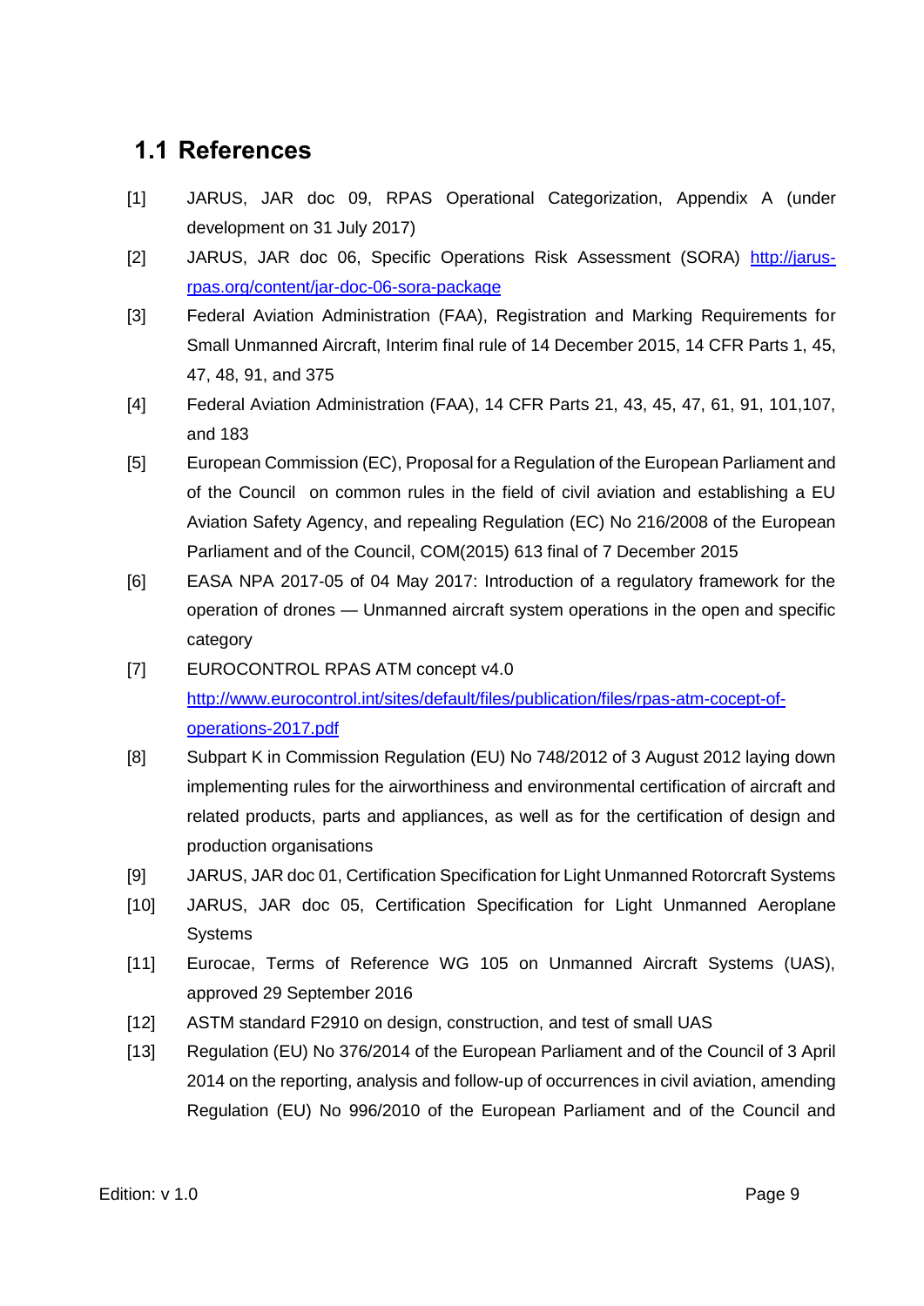## 1.1 References

[1] JARUS, JAR doc 09, RPAS Operational Categorization, Appendix A (under development on 31 July 2017)

[2] JARUS, JAR doc 06, Specific Operations Risk Assessment (SORA) http://jarus-rpas.org/content/jar-doc-06-sora-package

[3] Federal Aviation Administration (FAA), Registration and Marking Requirements for Small Unmanned Aircraft, Interim final rule of 14 December 2015, 14 CFR Parts 1, 45, 47, 48, 91, and 375

[4] Federal Aviation Administration (FAA), 14 CFR Parts 21, 43, 45, 47, 61, 91, 101,107, and 183

[5] European Commission (EC), Proposal for a Regulation of the European Parliament and of the Council on common rules in the field of civil aviation and establishing a EU Aviation Safety Agency, and repealing Regulation (EC) No 216/2008 of the European Parliament and of the Council, COM(2015) 613 final of 7 December 2015

[6] EASA NPA 2017-05 of 04 May 2017: Introduction of a regulatory framework for the operation of drones — Unmanned aircraft system operations in the open and specific category

[7] EUROCONTROL RPAS ATM concept v4.0 http://www.eurocontrol.int/sites/default/files/publication/files/rpas-atm-cocept-of-operations-2017.pdf

[8] Subpart K in Commission Regulation (EU) No 748/2012 of 3 August 2012 laying down implementing rules for the airworthiness and environmental certification of aircraft and related products, parts and appliances, as well as for the certification of design and production organisations

[9] JARUS, JAR doc 01, Certification Specification for Light Unmanned Rotorcraft Systems

[10] JARUS, JAR doc 05, Certification Specification for Light Unmanned Aeroplane Systems

[11] Eurocae, Terms of Reference WG 105 on Unmanned Aircraft Systems (UAS), approved 29 September 2016

[12] ASTM standard F2910 on design, construction, and test of small UAS

[13] Regulation (EU) No 376/2014 of the European Parliament and of the Council of 3 April 2014 on the reporting, analysis and follow-up of occurrences in civil aviation, amending Regulation (EU) No 996/2010 of the European Parliament and of the Council and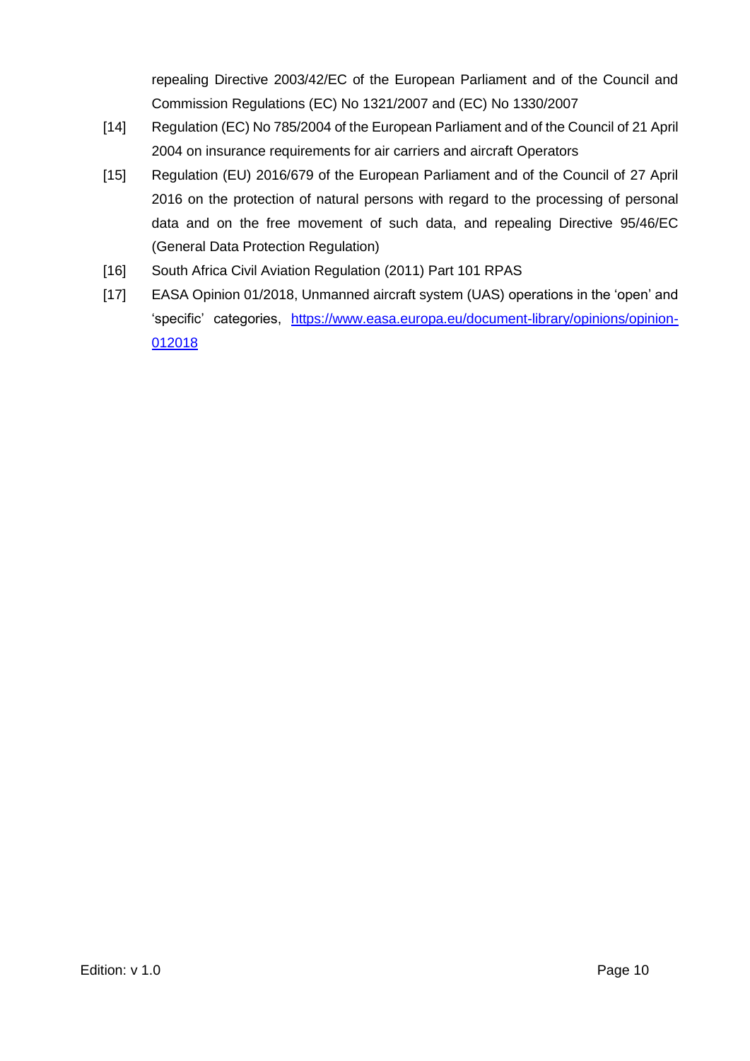repealing Directive 2003/42/EC of the European Parliament and of the Council and Commission Regulations (EC) No 1321/2007 and (EC) No 1330/2007

[14] Regulation (EC) No 785/2004 of the European Parliament and of the Council of 21 April 2004 on insurance requirements for air carriers and aircraft Operators

[15] Regulation (EU) 2016/679 of the European Parliament and of the Council of 27 April 2016 on the protection of natural persons with regard to the processing of personal data and on the free movement of such data, and repealing Directive 95/46/EC (General Data Protection Regulation)

[16] South Africa Civil Aviation Regulation (2011) Part 101 RPAS

[17] EASA Opinion 01/2018, Unmanned aircraft system (UAS) operations in the 'open' and 'specific' categories, https://www.easa.europa.eu/document-library/opinions/opinion-012018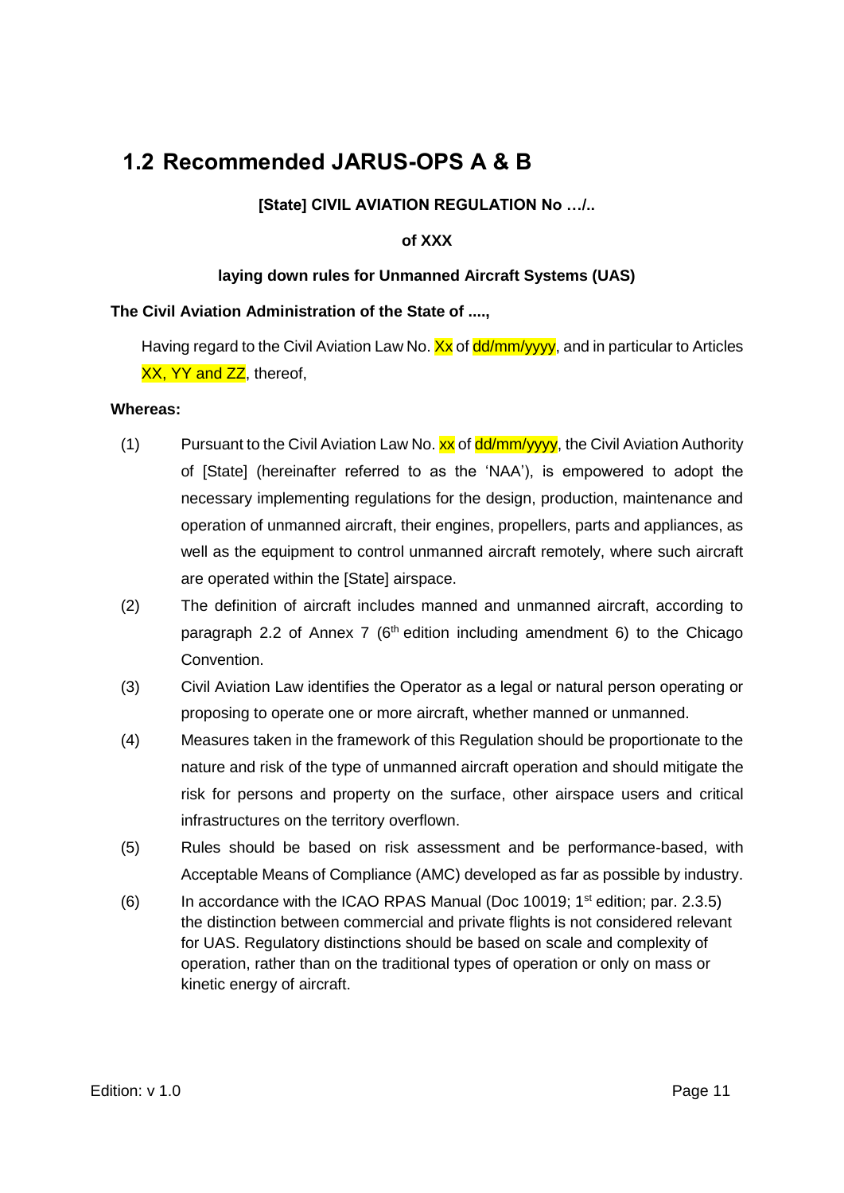## 1.2 Recommended JARUS-OPS A & B

**[State] CIVIL AVIATION REGULATION No …/..**

**of XXX**

**laying down rules for Unmanned Aircraft Systems (UAS)**

**The Civil Aviation Administration of the State of ....,**

Having regard to the Civil Aviation Law No. Xx of dd/mm/yyyy, and in particular to Articles XX, YY and ZZ, thereof,

**Whereas:**

(1) Pursuant to the Civil Aviation Law No. xx of dd/mm/yyyy, the Civil Aviation Authority of [State] (hereinafter referred to as the 'NAA'), is empowered to adopt the necessary implementing regulations for the design, production, maintenance and operation of unmanned aircraft, their engines, propellers, parts and appliances, as well as the equipment to control unmanned aircraft remotely, where such aircraft are operated within the [State] airspace.

(2) The definition of aircraft includes manned and unmanned aircraft, according to paragraph 2.2 of Annex 7 (6th edition including amendment 6) to the Chicago Convention.

(3) Civil Aviation Law identifies the Operator as a legal or natural person operating or proposing to operate one or more aircraft, whether manned or unmanned.

(4) Measures taken in the framework of this Regulation should be proportionate to the nature and risk of the type of unmanned aircraft operation and should mitigate the risk for persons and property on the surface, other airspace users and critical infrastructures on the territory overflown.

(5) Rules should be based on risk assessment and be performance-based, with Acceptable Means of Compliance (AMC) developed as far as possible by industry.

(6) In accordance with the ICAO RPAS Manual (Doc 10019; 1st edition; par. 2.3.5) the distinction between commercial and private flights is not considered relevant for UAS. Regulatory distinctions should be based on scale and complexity of operation, rather than on the traditional types of operation or only on mass or kinetic energy of aircraft.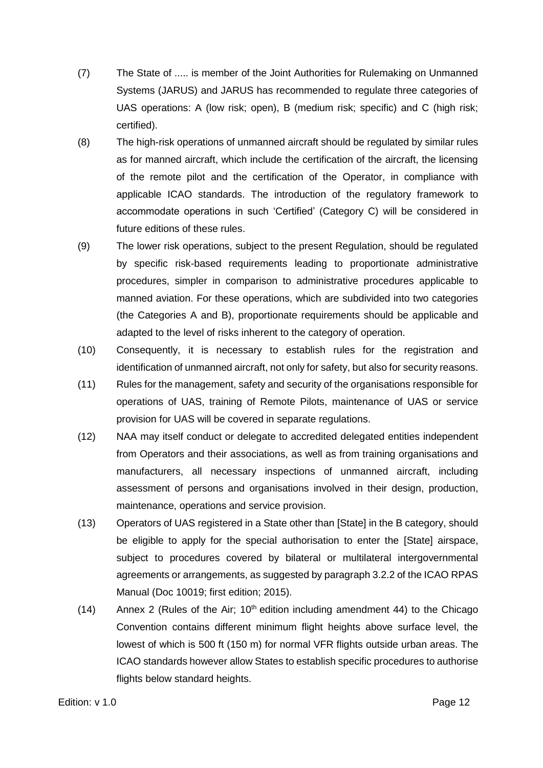(7) The State of ..... is member of the Joint Authorities for Rulemaking on Unmanned Systems (JARUS) and JARUS has recommended to regulate three categories of UAS operations: A (low risk; open), B (medium risk; specific) and C (high risk; certified).

(8) The high-risk operations of unmanned aircraft should be regulated by similar rules as for manned aircraft, which include the certification of the aircraft, the licensing of the remote pilot and the certification of the Operator, in compliance with applicable ICAO standards. The introduction of the regulatory framework to accommodate operations in such 'Certified' (Category C) will be considered in future editions of these rules.

(9) The lower risk operations, subject to the present Regulation, should be regulated by specific risk-based requirements leading to proportionate administrative procedures, simpler in comparison to administrative procedures applicable to manned aviation. For these operations, which are subdivided into two categories (the Categories A and B), proportionate requirements should be applicable and adapted to the level of risks inherent to the category of operation.

(10) Consequently, it is necessary to establish rules for the registration and identification of unmanned aircraft, not only for safety, but also for security reasons.

(11) Rules for the management, safety and security of the organisations responsible for operations of UAS, training of Remote Pilots, maintenance of UAS or service provision for UAS will be covered in separate regulations.

(12) NAA may itself conduct or delegate to accredited delegated entities independent from Operators and their associations, as well as from training organisations and manufacturers, all necessary inspections of unmanned aircraft, including assessment of persons and organisations involved in their design, production, maintenance, operations and service provision.

(13) Operators of UAS registered in a State other than [State] in the B category, should be eligible to apply for the special authorisation to enter the [State] airspace, subject to procedures covered by bilateral or multilateral intergovernmental agreements or arrangements, as suggested by paragraph 3.2.2 of the ICAO RPAS Manual (Doc 10019; first edition; 2015).

(14) Annex 2 (Rules of the Air; 10th edition including amendment 44) to the Chicago Convention contains different minimum flight heights above surface level, the lowest of which is 500 ft (150 m) for normal VFR flights outside urban areas. The ICAO standards however allow States to establish specific procedures to authorise flights below standard heights.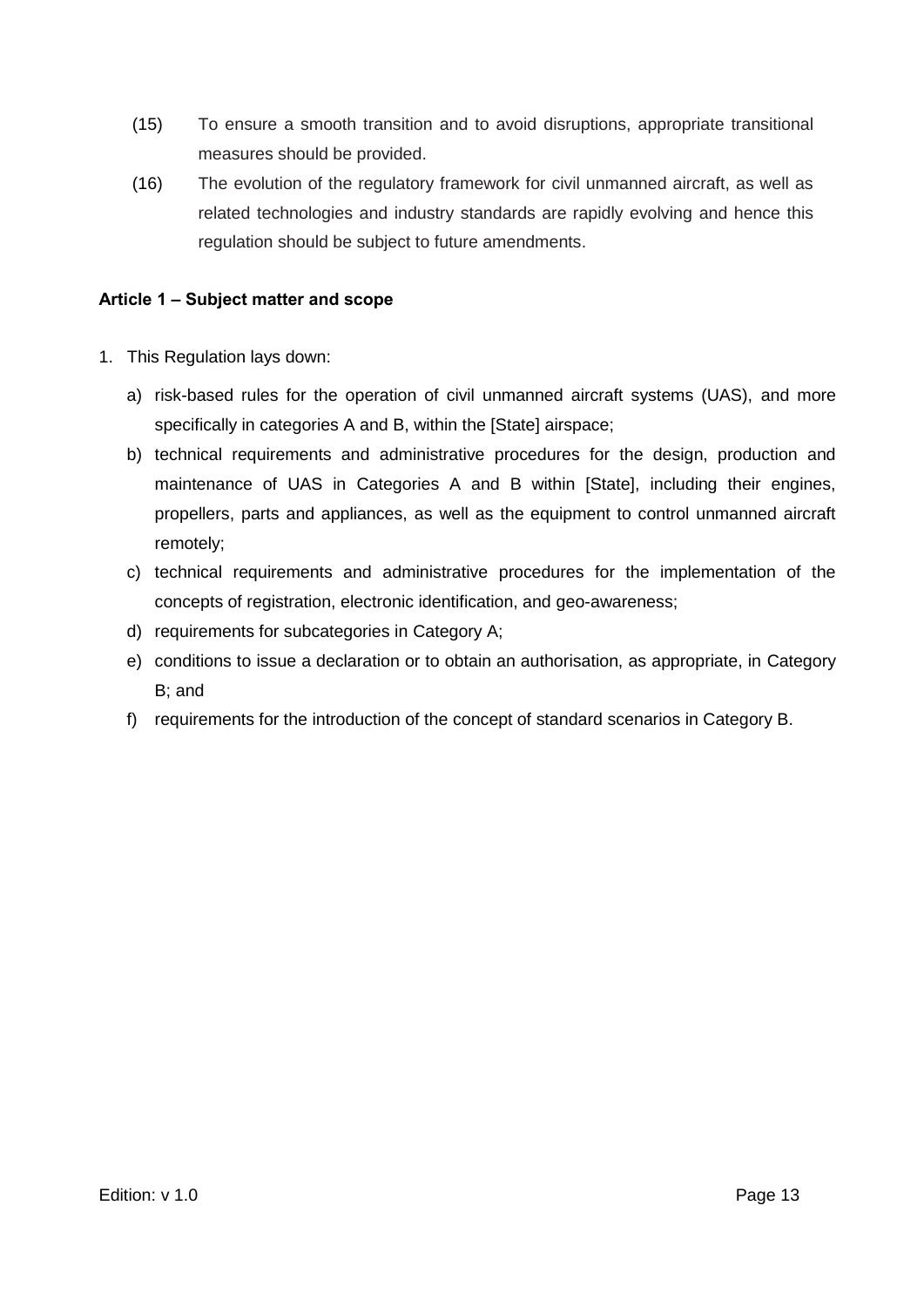(15) To ensure a smooth transition and to avoid disruptions, appropriate transitional measures should be provided.

(16) The evolution of the regulatory framework for civil unmanned aircraft, as well as related technologies and industry standards are rapidly evolving and hence this regulation should be subject to future amendments.

**Article 1 – Subject matter and scope**

1. This Regulation lays down:

   a) risk-based rules for the operation of civil unmanned aircraft systems (UAS), and more specifically in categories A and B, within the [State] airspace;

   b) technical requirements and administrative procedures for the design, production and maintenance of UAS in Categories A and B within [State], including their engines, propellers, parts and appliances, as well as the equipment to control unmanned aircraft remotely;

   c) technical requirements and administrative procedures for the implementation of the concepts of registration, electronic identification, and geo-awareness;

   d) requirements for subcategories in Category A;

   e) conditions to issue a declaration or to obtain an authorisation, as appropriate, in Category B; and

   f) requirements for the introduction of the concept of standard scenarios in Category B.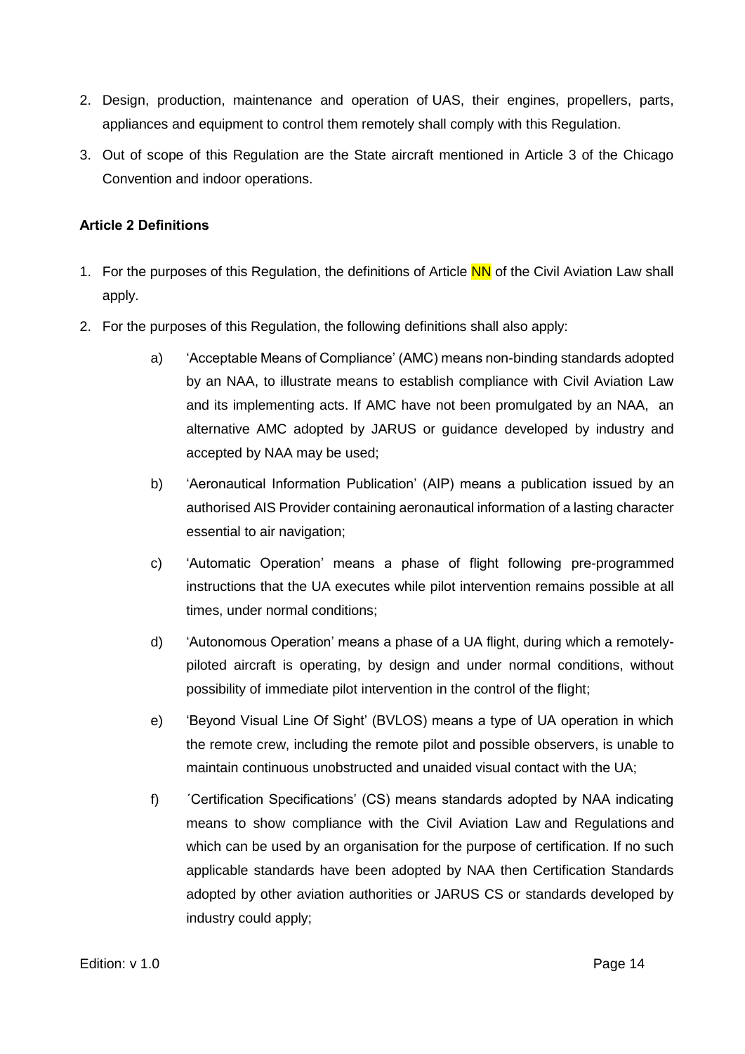2. Design, production, maintenance and operation of UAS, their engines, propellers, parts, appliances and equipment to control them remotely shall comply with this Regulation.
3. Out of scope of this Regulation are the State aircraft mentioned in Article 3 of the Chicago Convention and indoor operations.

**Article 2 Definitions**

1. For the purposes of this Regulation, the definitions of Article NN of the Civil Aviation Law shall apply.
2. For the purposes of this Regulation, the following definitions shall also apply:
   - a) 'Acceptable Means of Compliance' (AMC) means non-binding standards adopted by an NAA, to illustrate means to establish compliance with Civil Aviation Law and its implementing acts. If AMC have not been promulgated by an NAA, an alternative AMC adopted by JARUS or guidance developed by industry and accepted by NAA may be used;
   - b) 'Aeronautical Information Publication' (AIP) means a publication issued by an authorised AIS Provider containing aeronautical information of a lasting character essential to air navigation;
   - c) 'Automatic Operation' means a phase of flight following pre-programmed instructions that the UA executes while pilot intervention remains possible at all times, under normal conditions;
   - d) 'Autonomous Operation' means a phase of a UA flight, during which a remotely-piloted aircraft is operating, by design and under normal conditions, without possibility of immediate pilot intervention in the control of the flight;
   - e) 'Beyond Visual Line Of Sight' (BVLOS) means a type of UA operation in which the remote crew, including the remote pilot and possible observers, is unable to maintain continuous unobstructed and unaided visual contact with the UA;
   - f) ´Certification Specifications' (CS) means standards adopted by NAA indicating means to show compliance with the Civil Aviation Law and Regulations and which can be used by an organisation for the purpose of certification. If no such applicable standards have been adopted by NAA then Certification Standards adopted by other aviation authorities or JARUS CS or standards developed by industry could apply;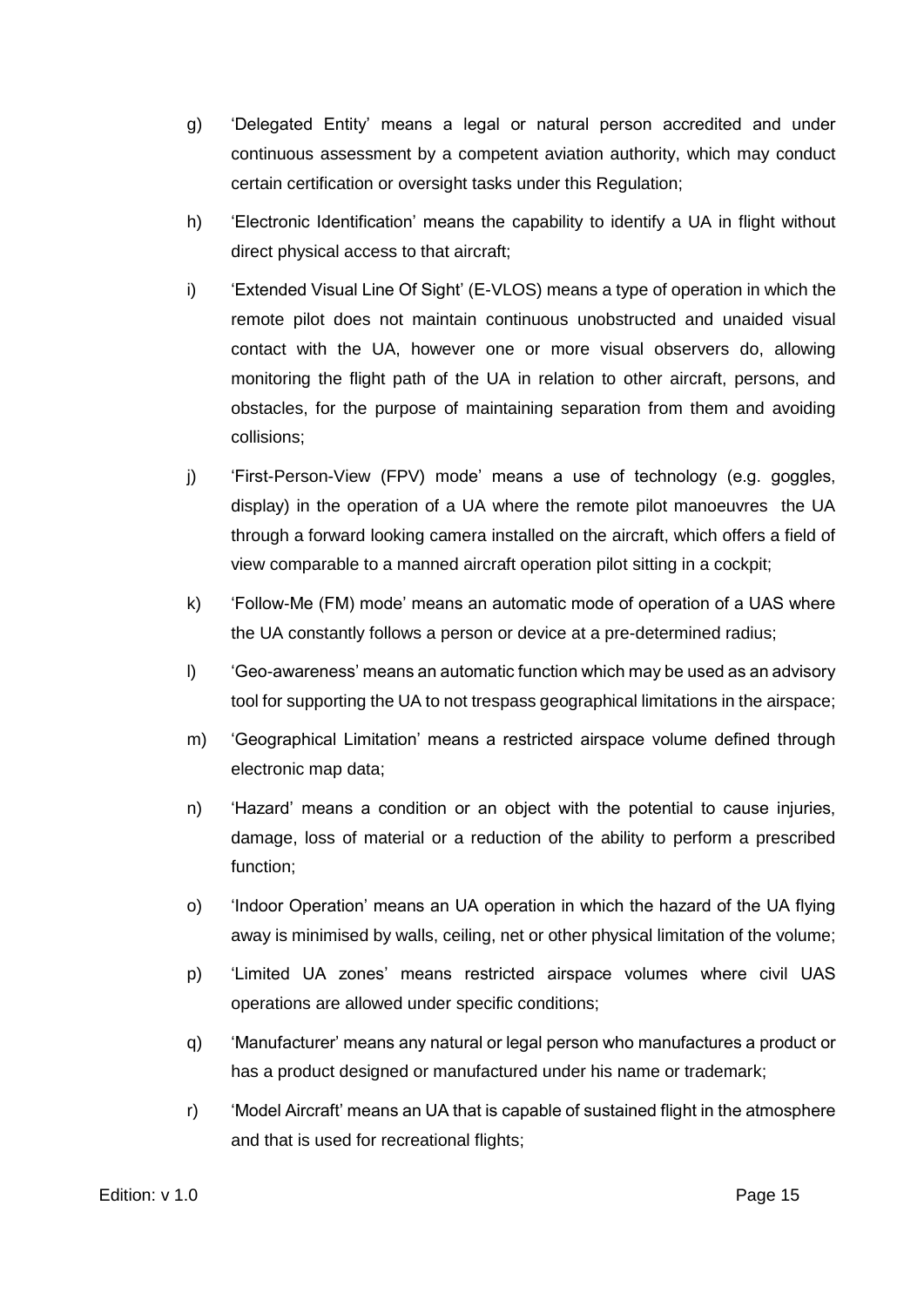g) 'Delegated Entity' means a legal or natural person accredited and under continuous assessment by a competent aviation authority, which may conduct certain certification or oversight tasks under this Regulation;

h) 'Electronic Identification' means the capability to identify a UA in flight without direct physical access to that aircraft;

i) 'Extended Visual Line Of Sight' (E-VLOS) means a type of operation in which the remote pilot does not maintain continuous unobstructed and unaided visual contact with the UA, however one or more visual observers do, allowing monitoring the flight path of the UA in relation to other aircraft, persons, and obstacles, for the purpose of maintaining separation from them and avoiding collisions;

j) 'First-Person-View (FPV) mode' means a use of technology (e.g. goggles, display) in the operation of a UA where the remote pilot manoeuvres the UA through a forward looking camera installed on the aircraft, which offers a field of view comparable to a manned aircraft operation pilot sitting in a cockpit;

k) 'Follow-Me (FM) mode' means an automatic mode of operation of a UAS where the UA constantly follows a person or device at a pre-determined radius;

l) 'Geo-awareness' means an automatic function which may be used as an advisory tool for supporting the UA to not trespass geographical limitations in the airspace;

m) 'Geographical Limitation' means a restricted airspace volume defined through electronic map data;

n) 'Hazard' means a condition or an object with the potential to cause injuries, damage, loss of material or a reduction of the ability to perform a prescribed function;

o) 'Indoor Operation' means an UA operation in which the hazard of the UA flying away is minimised by walls, ceiling, net or other physical limitation of the volume;

p) 'Limited UA zones' means restricted airspace volumes where civil UAS operations are allowed under specific conditions;

q) 'Manufacturer' means any natural or legal person who manufactures a product or has a product designed or manufactured under his name or trademark;

r) 'Model Aircraft' means an UA that is capable of sustained flight in the atmosphere and that is used for recreational flights;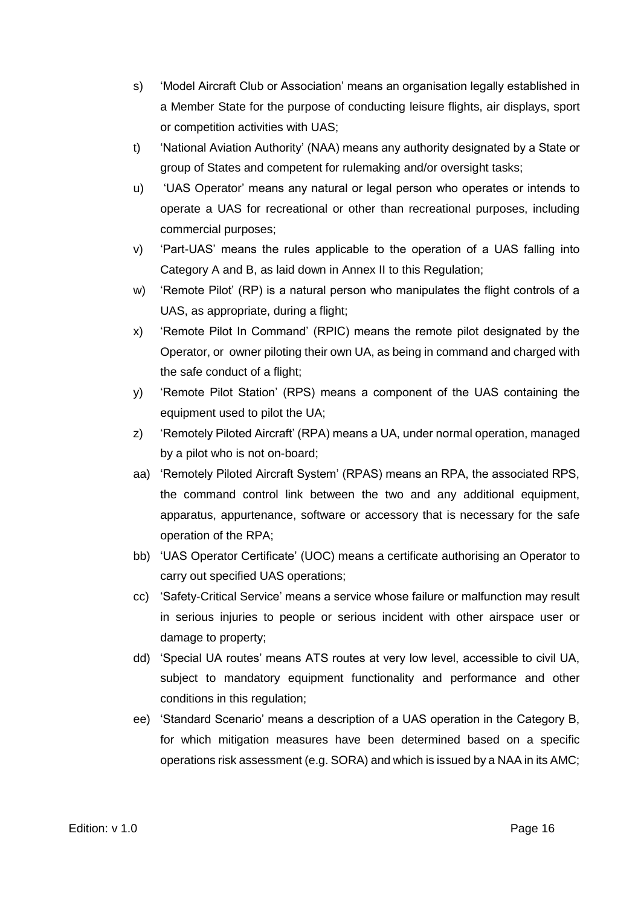s) 'Model Aircraft Club or Association' means an organisation legally established in a Member State for the purpose of conducting leisure flights, air displays, sport or competition activities with UAS;

t) 'National Aviation Authority' (NAA) means any authority designated by a State or group of States and competent for rulemaking and/or oversight tasks;

u) 'UAS Operator' means any natural or legal person who operates or intends to operate a UAS for recreational or other than recreational purposes, including commercial purposes;

v) 'Part-UAS' means the rules applicable to the operation of a UAS falling into Category A and B, as laid down in Annex II to this Regulation;

w) 'Remote Pilot' (RP) is a natural person who manipulates the flight controls of a UAS, as appropriate, during a flight;

x) 'Remote Pilot In Command' (RPIC) means the remote pilot designated by the Operator, or owner piloting their own UA, as being in command and charged with the safe conduct of a flight;

y) 'Remote Pilot Station' (RPS) means a component of the UAS containing the equipment used to pilot the UA;

z) 'Remotely Piloted Aircraft' (RPA) means a UA, under normal operation, managed by a pilot who is not on-board;

aa) 'Remotely Piloted Aircraft System' (RPAS) means an RPA, the associated RPS, the command control link between the two and any additional equipment, apparatus, appurtenance, software or accessory that is necessary for the safe operation of the RPA;

bb) 'UAS Operator Certificate' (UOC) means a certificate authorising an Operator to carry out specified UAS operations;

cc) 'Safety-Critical Service' means a service whose failure or malfunction may result in serious injuries to people or serious incident with other airspace user or damage to property;

dd) 'Special UA routes' means ATS routes at very low level, accessible to civil UA, subject to mandatory equipment functionality and performance and other conditions in this regulation;

ee) 'Standard Scenario' means a description of a UAS operation in the Category B, for which mitigation measures have been determined based on a specific operations risk assessment (e.g. SORA) and which is issued by a NAA in its AMC;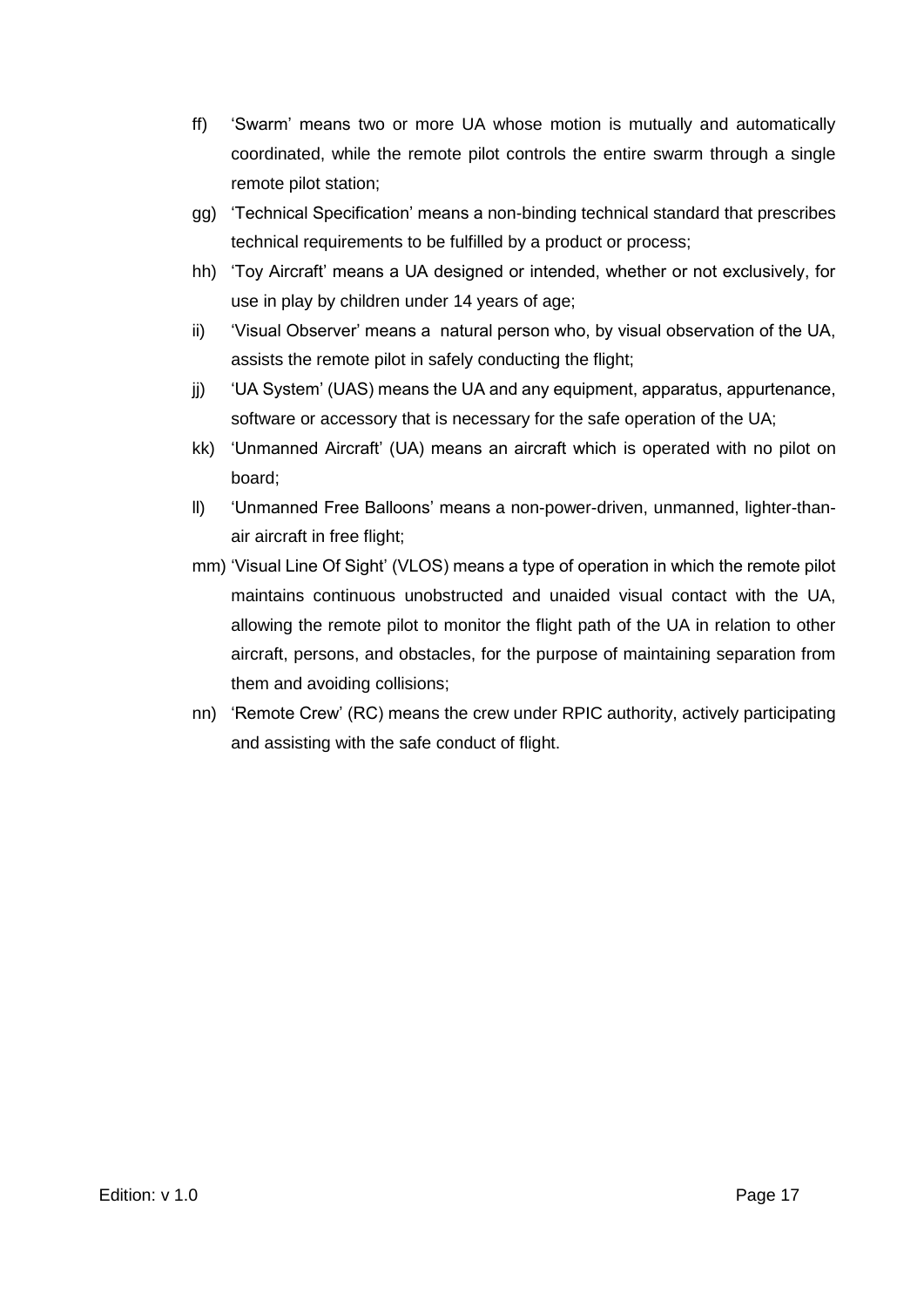ff) ‘Swarm’ means two or more UA whose motion is mutually and automatically coordinated, while the remote pilot controls the entire swarm through a single remote pilot station;

gg) ‘Technical Specification’ means a non-binding technical standard that prescribes technical requirements to be fulfilled by a product or process;

hh) ‘Toy Aircraft’ means a UA designed or intended, whether or not exclusively, for use in play by children under 14 years of age;

ii) ‘Visual Observer’ means a natural person who, by visual observation of the UA, assists the remote pilot in safely conducting the flight;

jj) ‘UA System’ (UAS) means the UA and any equipment, apparatus, appurtenance, software or accessory that is necessary for the safe operation of the UA;

kk) ‘Unmanned Aircraft’ (UA) means an aircraft which is operated with no pilot on board;

ll) ‘Unmanned Free Balloons’ means a non-power-driven, unmanned, lighter-than-air aircraft in free flight;

mm) ‘Visual Line Of Sight’ (VLOS) means a type of operation in which the remote pilot maintains continuous unobstructed and unaided visual contact with the UA, allowing the remote pilot to monitor the flight path of the UA in relation to other aircraft, persons, and obstacles, for the purpose of maintaining separation from them and avoiding collisions;

nn) ‘Remote Crew’ (RC) means the crew under RPIC authority, actively participating and assisting with the safe conduct of flight.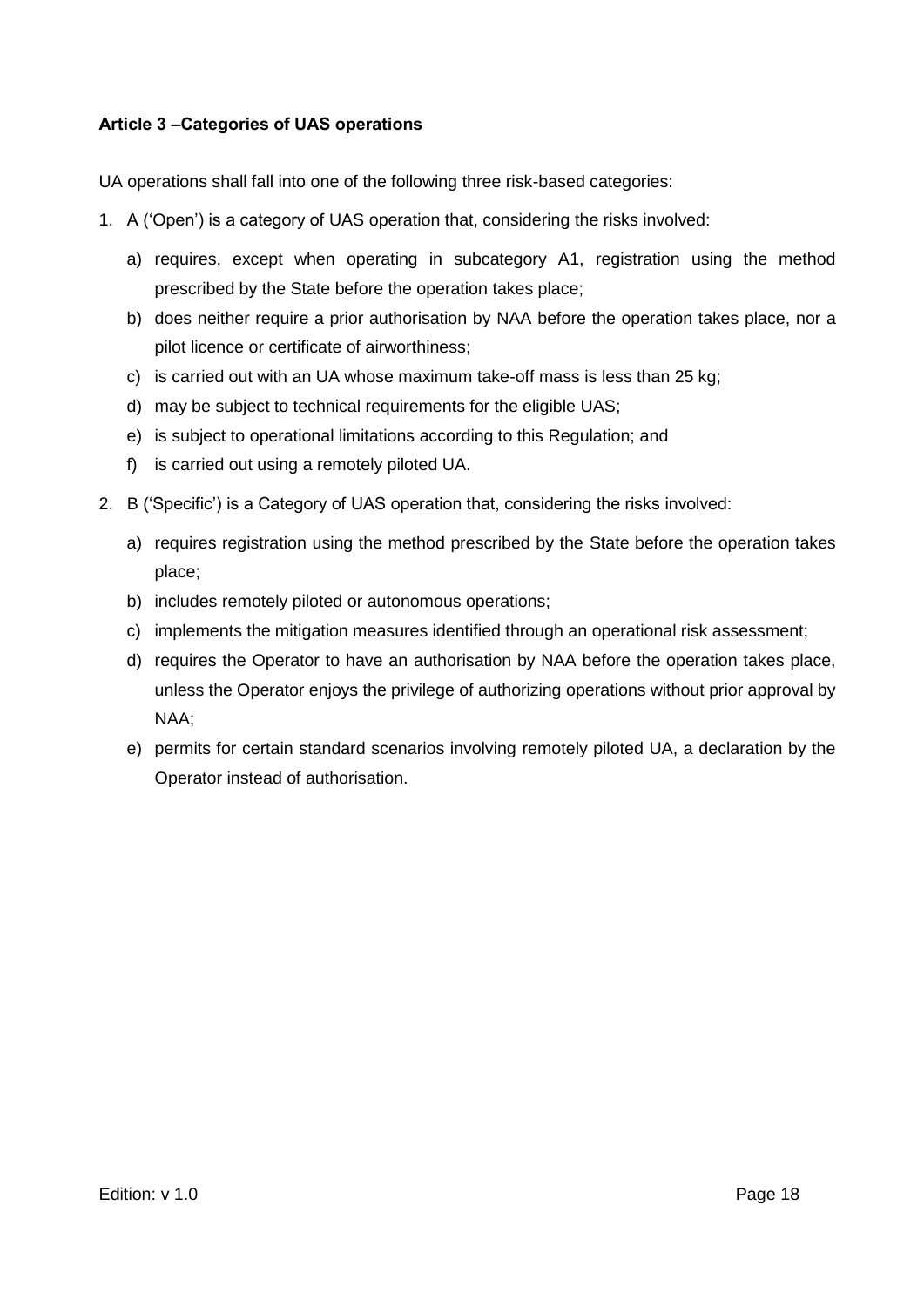#### Article 3 –Categories of UAS operations

UA operations shall fall into one of the following three risk-based categories:

1. A (‘Open’) is a category of UAS operation that, considering the risks involved:
   a) requires, except when operating in subcategory A1, registration using the method prescribed by the State before the operation takes place;
   b) does neither require a prior authorisation by NAA before the operation takes place, nor a pilot licence or certificate of airworthiness;
   c) is carried out with an UA whose maximum take-off mass is less than 25 kg;
   d) may be subject to technical requirements for the eligible UAS;
   e) is subject to operational limitations according to this Regulation; and
   f) is carried out using a remotely piloted UA.
2. B (‘Specific’) is a Category of UAS operation that, considering the risks involved:
   a) requires registration using the method prescribed by the State before the operation takes place;
   b) includes remotely piloted or autonomous operations;
   c) implements the mitigation measures identified through an operational risk assessment;
   d) requires the Operator to have an authorisation by NAA before the operation takes place, unless the Operator enjoys the privilege of authorizing operations without prior approval by NAA;
   e) permits for certain standard scenarios involving remotely piloted UA, a declaration by the Operator instead of authorisation.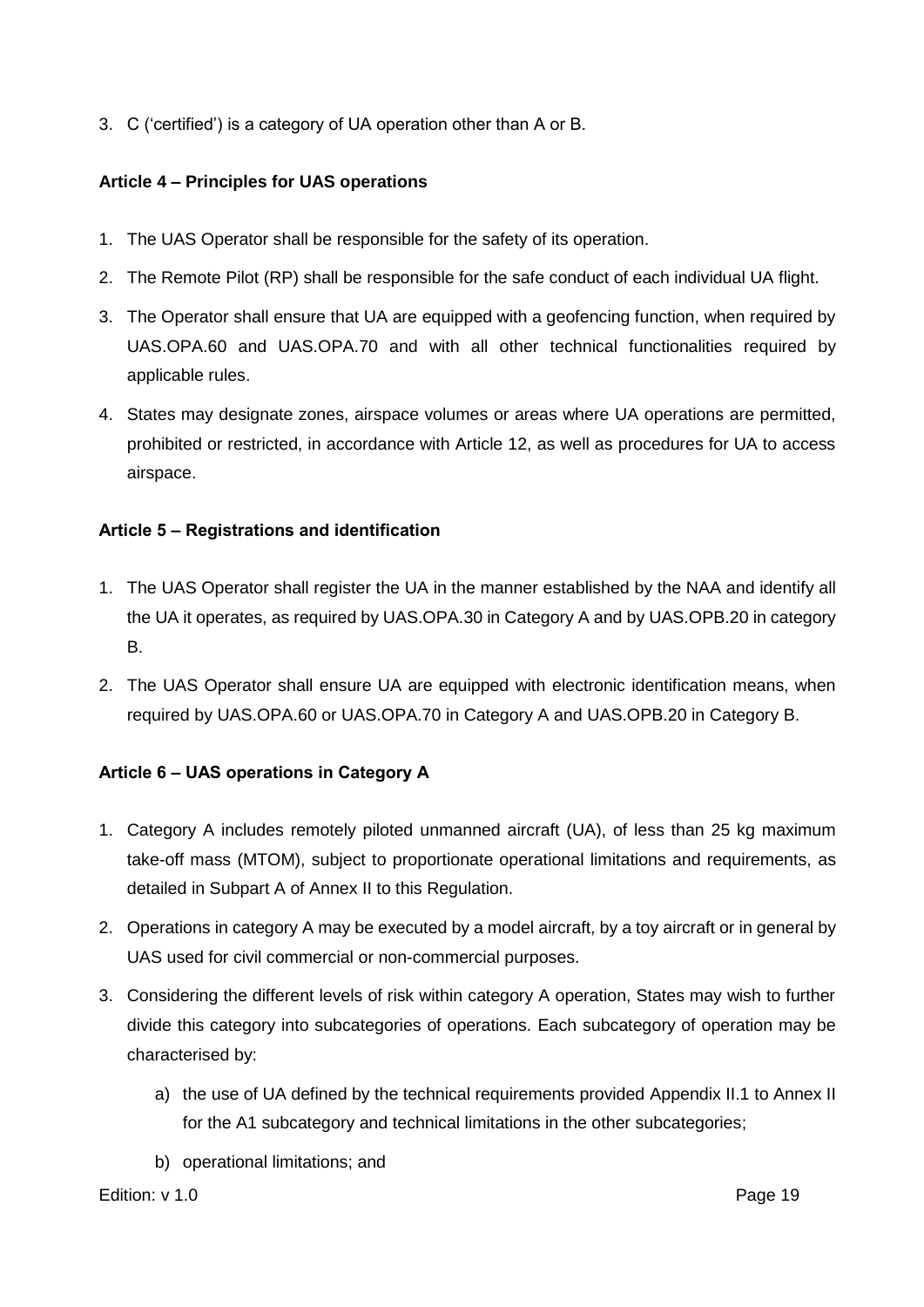3. C ('certified') is a category of UA operation other than A or B.

### Article 4 – Principles for UAS operations

1. The UAS Operator shall be responsible for the safety of its operation.
2. The Remote Pilot (RP) shall be responsible for the safe conduct of each individual UA flight.
3. The Operator shall ensure that UA are equipped with a geofencing function, when required by UAS.OPA.60 and UAS.OPA.70 and with all other technical functionalities required by applicable rules.
4. States may designate zones, airspace volumes or areas where UA operations are permitted, prohibited or restricted, in accordance with Article 12, as well as procedures for UA to access airspace.

### Article 5 – Registrations and identification

1. The UAS Operator shall register the UA in the manner established by the NAA and identify all the UA it operates, as required by UAS.OPA.30 in Category A and by UAS.OPB.20 in category B.
2. The UAS Operator shall ensure UA are equipped with electronic identification means, when required by UAS.OPA.60 or UAS.OPA.70 in Category A and UAS.OPB.20 in Category B.

### Article 6 – UAS operations in Category A

1. Category A includes remotely piloted unmanned aircraft (UA), of less than 25 kg maximum take-off mass (MTOM), subject to proportionate operational limitations and requirements, as detailed in Subpart A of Annex II to this Regulation.
2. Operations in category A may be executed by a model aircraft, by a toy aircraft or in general by UAS used for civil commercial or non-commercial purposes.
3. Considering the different levels of risk within category A operation, States may wish to further divide this category into subcategories of operations. Each subcategory of operation may be characterised by:
   a) the use of UA defined by the technical requirements provided Appendix II.1 to Annex II for the A1 subcategory and technical limitations in the other subcategories;
   b) operational limitations; and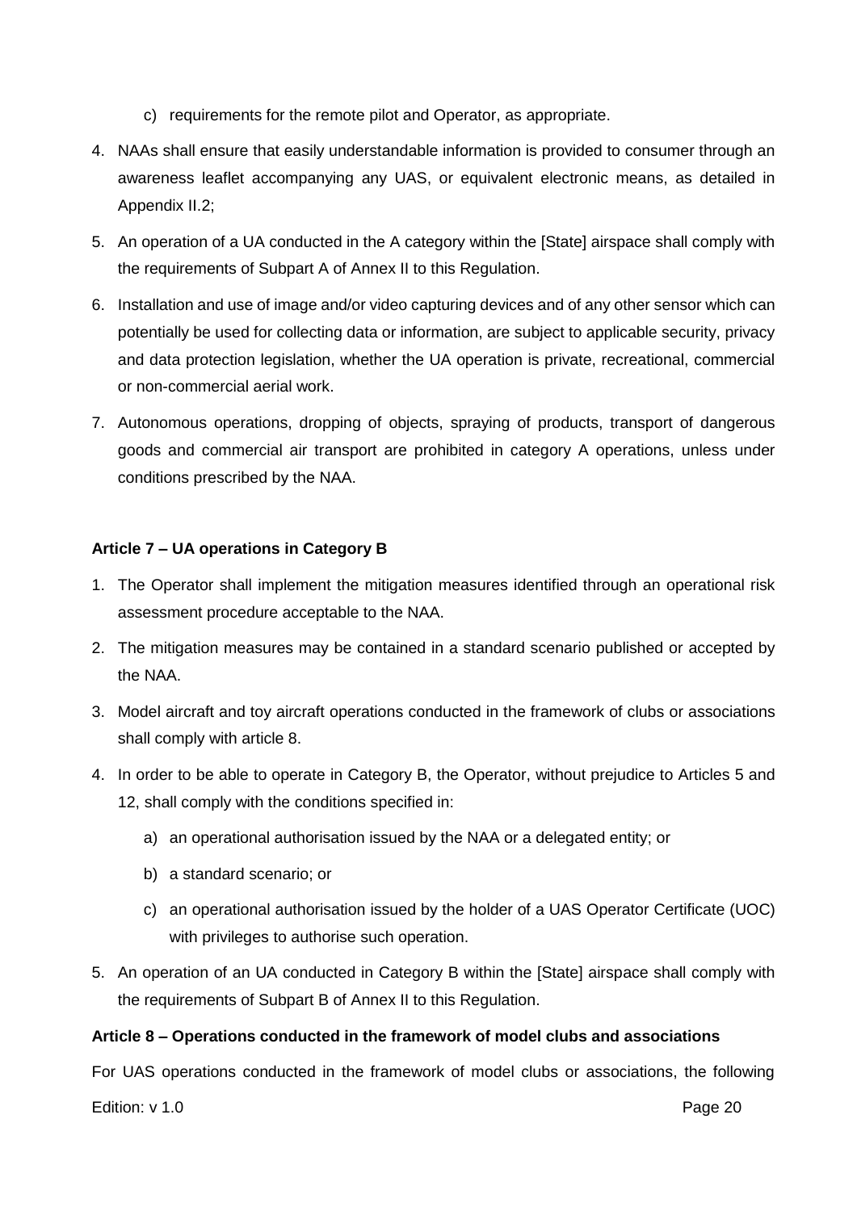c) requirements for the remote pilot and Operator, as appropriate.

4. NAAs shall ensure that easily understandable information is provided to consumer through an awareness leaflet accompanying any UAS, or equivalent electronic means, as detailed in Appendix II.2;
5. An operation of a UA conducted in the A category within the [State] airspace shall comply with the requirements of Subpart A of Annex II to this Regulation.
6. Installation and use of image and/or video capturing devices and of any other sensor which can potentially be used for collecting data or information, are subject to applicable security, privacy and data protection legislation, whether the UA operation is private, recreational, commercial or non-commercial aerial work.
7. Autonomous operations, dropping of objects, spraying of products, transport of dangerous goods and commercial air transport are prohibited in category A operations, unless under conditions prescribed by the NAA.

**Article 7 – UA operations in Category B**

1. The Operator shall implement the mitigation measures identified through an operational risk assessment procedure acceptable to the NAA.
2. The mitigation measures may be contained in a standard scenario published or accepted by the NAA.
3. Model aircraft and toy aircraft operations conducted in the framework of clubs or associations shall comply with article 8.
4. In order to be able to operate in Category B, the Operator, without prejudice to Articles 5 and 12, shall comply with the conditions specified in:
   a) an operational authorisation issued by the NAA or a delegated entity; or
   b) a standard scenario; or
   c) an operational authorisation issued by the holder of a UAS Operator Certificate (UOC) with privileges to authorise such operation.
5. An operation of an UA conducted in Category B within the [State] airspace shall comply with the requirements of Subpart B of Annex II to this Regulation.

**Article 8 – Operations conducted in the framework of model clubs and associations**

For UAS operations conducted in the framework of model clubs or associations, the following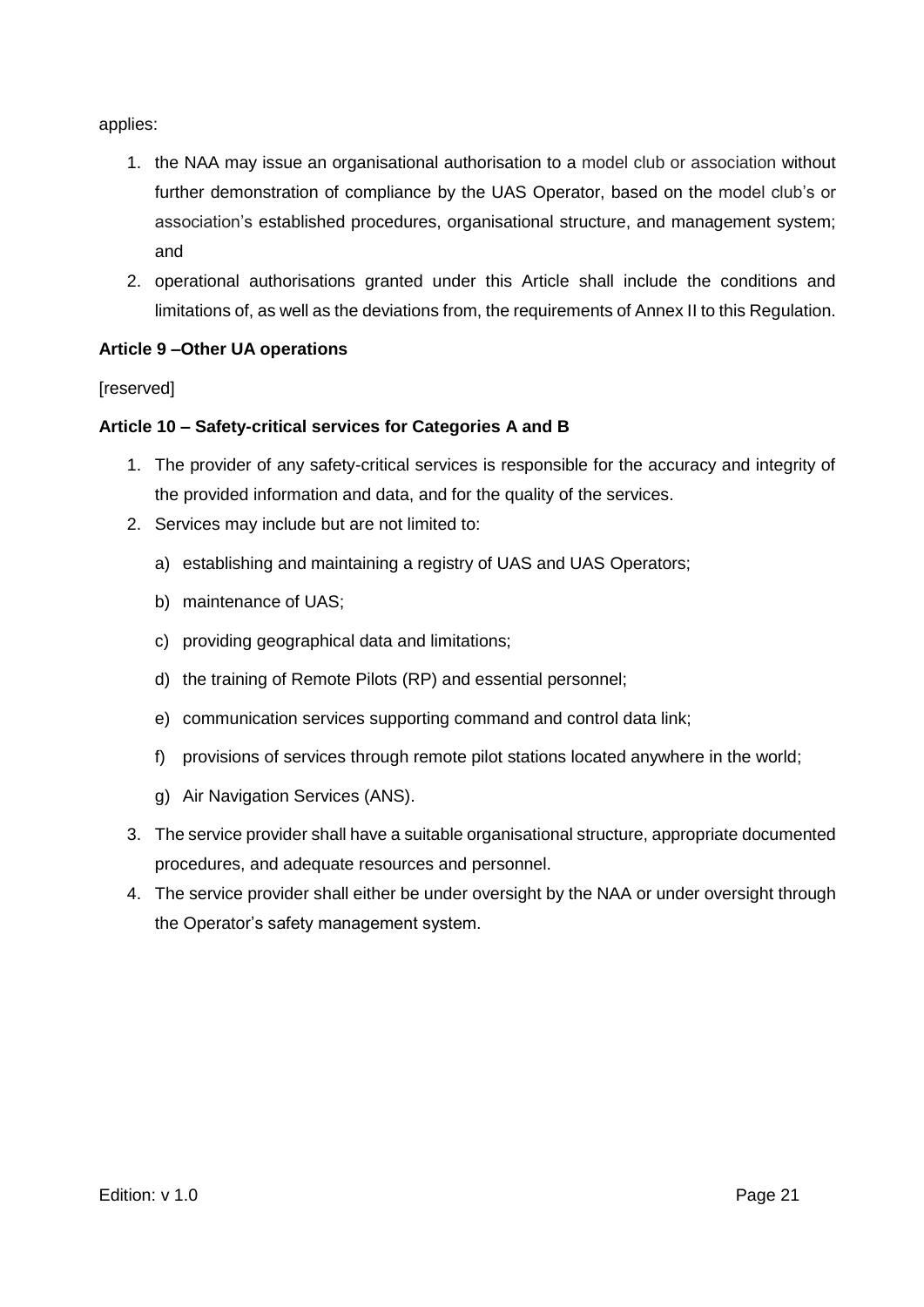applies:

1. the NAA may issue an organisational authorisation to a model club or association without further demonstration of compliance by the UAS Operator, based on the model club's or association's established procedures, organisational structure, and management system; and
2. operational authorisations granted under this Article shall include the conditions and limitations of, as well as the deviations from, the requirements of Annex II to this Regulation.

**Article 9 –Other UA operations**

[reserved]

**Article 10 – Safety-critical services for Categories A and B**

1. The provider of any safety-critical services is responsible for the accuracy and integrity of the provided information and data, and for the quality of the services.
2. Services may include but are not limited to:
   a) establishing and maintaining a registry of UAS and UAS Operators;
   b) maintenance of UAS;
   c) providing geographical data and limitations;
   d) the training of Remote Pilots (RP) and essential personnel;
   e) communication services supporting command and control data link;
   f) provisions of services through remote pilot stations located anywhere in the world;
   g) Air Navigation Services (ANS).
3. The service provider shall have a suitable organisational structure, appropriate documented procedures, and adequate resources and personnel.
4. The service provider shall either be under oversight by the NAA or under oversight through the Operator's safety management system.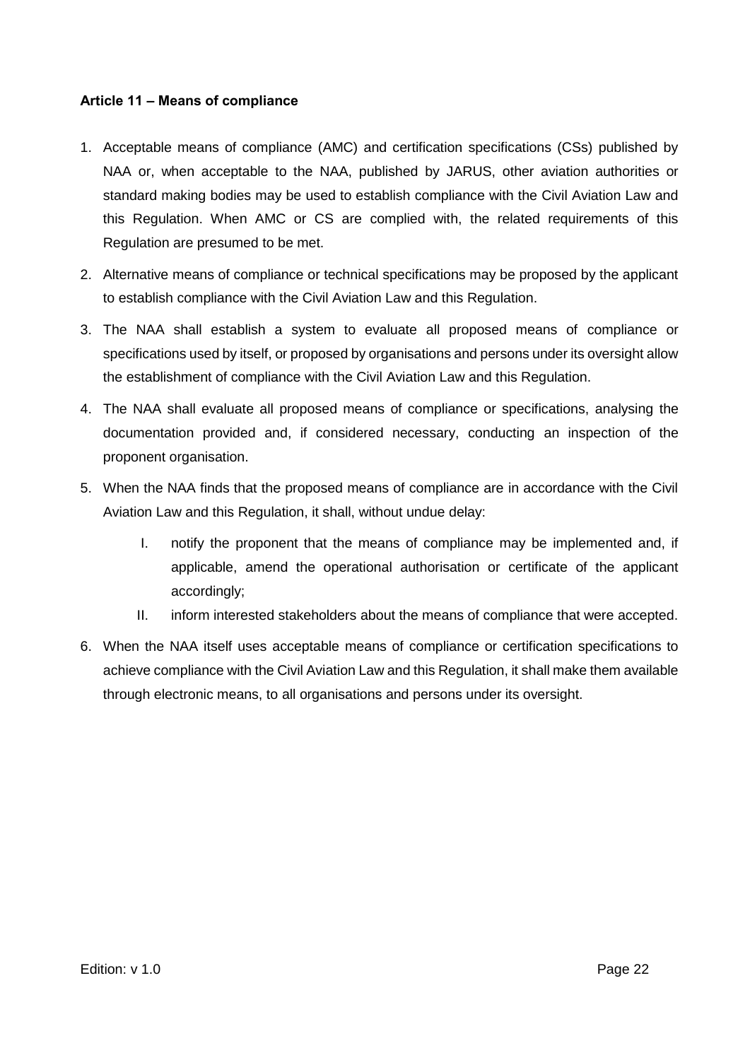**Article 11 – Means of compliance**

1. Acceptable means of compliance (AMC) and certification specifications (CSs) published by NAA or, when acceptable to the NAA, published by JARUS, other aviation authorities or standard making bodies may be used to establish compliance with the Civil Aviation Law and this Regulation. When AMC or CS are complied with, the related requirements of this Regulation are presumed to be met.
2. Alternative means of compliance or technical specifications may be proposed by the applicant to establish compliance with the Civil Aviation Law and this Regulation.
3. The NAA shall establish a system to evaluate all proposed means of compliance or specifications used by itself, or proposed by organisations and persons under its oversight allow the establishment of compliance with the Civil Aviation Law and this Regulation.
4. The NAA shall evaluate all proposed means of compliance or specifications, analysing the documentation provided and, if considered necessary, conducting an inspection of the proponent organisation.
5. When the NAA finds that the proposed means of compliance are in accordance with the Civil Aviation Law and this Regulation, it shall, without undue delay:
   I. notify the proponent that the means of compliance may be implemented and, if applicable, amend the operational authorisation or certificate of the applicant accordingly;
   II. inform interested stakeholders about the means of compliance that were accepted.
6. When the NAA itself uses acceptable means of compliance or certification specifications to achieve compliance with the Civil Aviation Law and this Regulation, it shall make them available through electronic means, to all organisations and persons under its oversight.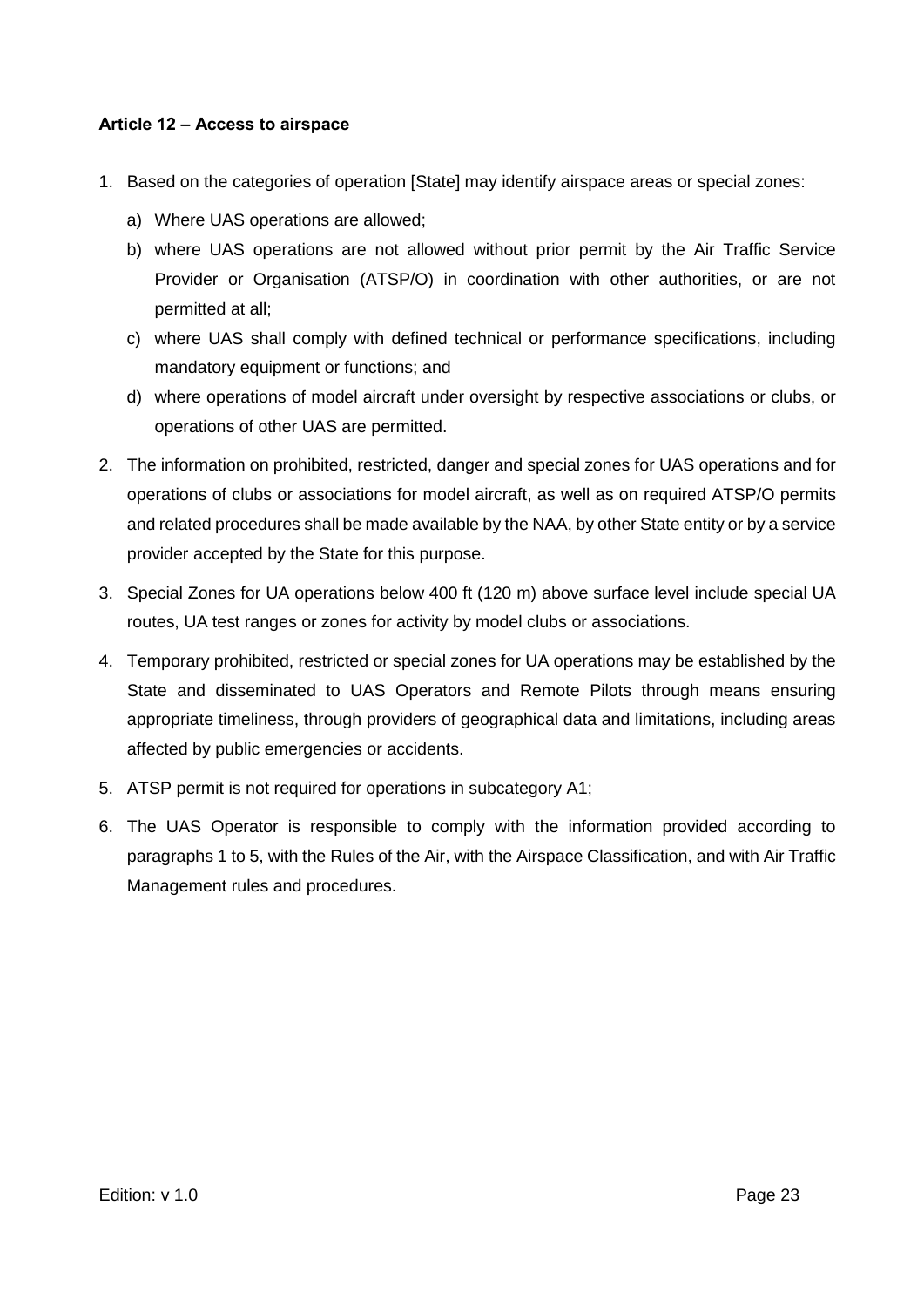**Article 12 – Access to airspace**

1. Based on the categories of operation [State] may identify airspace areas or special zones:
   a) Where UAS operations are allowed;
   b) where UAS operations are not allowed without prior permit by the Air Traffic Service Provider or Organisation (ATSP/O) in coordination with other authorities, or are not permitted at all;
   c) where UAS shall comply with defined technical or performance specifications, including mandatory equipment or functions; and
   d) where operations of model aircraft under oversight by respective associations or clubs, or operations of other UAS are permitted.
2. The information on prohibited, restricted, danger and special zones for UAS operations and for operations of clubs or associations for model aircraft, as well as on required ATSP/O permits and related procedures shall be made available by the NAA, by other State entity or by a service provider accepted by the State for this purpose.
3. Special Zones for UA operations below 400 ft (120 m) above surface level include special UA routes, UA test ranges or zones for activity by model clubs or associations.
4. Temporary prohibited, restricted or special zones for UA operations may be established by the State and disseminated to UAS Operators and Remote Pilots through means ensuring appropriate timeliness, through providers of geographical data and limitations, including areas affected by public emergencies or accidents.
5. ATSP permit is not required for operations in subcategory A1;
6. The UAS Operator is responsible to comply with the information provided according to paragraphs 1 to 5, with the Rules of the Air, with the Airspace Classification, and with Air Traffic Management rules and procedures.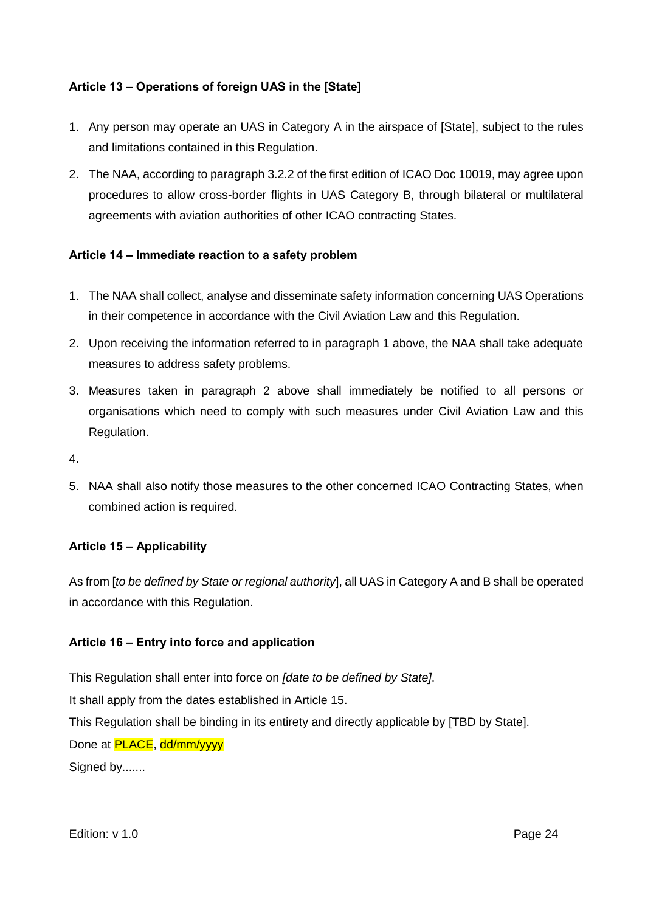**Article 13 – Operations of foreign UAS in the [State]**

1. Any person may operate an UAS in Category A in the airspace of [State], subject to the rules and limitations contained in this Regulation.
2. The NAA, according to paragraph 3.2.2 of the first edition of ICAO Doc 10019, may agree upon procedures to allow cross-border flights in UAS Category B, through bilateral or multilateral agreements with aviation authorities of other ICAO contracting States.

**Article 14 – Immediate reaction to a safety problem**

1. The NAA shall collect, analyse and disseminate safety information concerning UAS Operations in their competence in accordance with the Civil Aviation Law and this Regulation.
2. Upon receiving the information referred to in paragraph 1 above, the NAA shall take adequate measures to address safety problems.
3. Measures taken in paragraph 2 above shall immediately be notified to all persons or organisations which need to comply with such measures under Civil Aviation Law and this Regulation.
4. 
5. NAA shall also notify those measures to the other concerned ICAO Contracting States, when combined action is required.

**Article 15 – Applicability**

As from [*to be defined by State or regional authority*], all UAS in Category A and B shall be operated in accordance with this Regulation.

**Article 16 – Entry into force and application**

This Regulation shall enter into force on *[date to be defined by State]*.

It shall apply from the dates established in Article 15.

This Regulation shall be binding in its entirety and directly applicable by [TBD by State].

Done at PLACE, dd/mm/yyyy

Signed by.......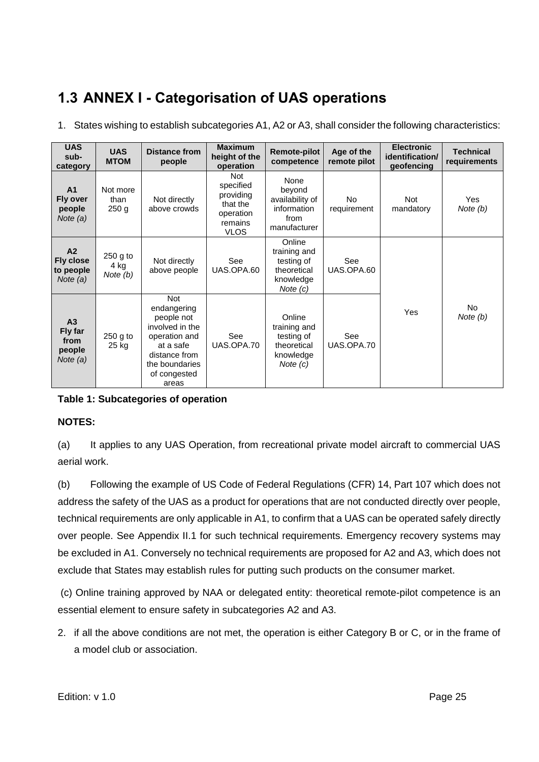## 1.3 ANNEX I - Categorisation of UAS operations

1. States wishing to establish subcategories A1, A2 or A3, shall consider the following characteristics:

| UAS sub-category | UAS MTOM | Distance from people | Maximum height of the operation | Remote-pilot competence | Age of the remote pilot | Electronic identification/ geofencing | Technical requirements |
|---|---|---|---|---|---|---|---|
| **A1 Fly over people** *Note (a)* | Not more than 250 g | Not directly above crowds | Not specified providing that the operation remains VLOS | None beyond availability of information from manufacturer | No requirement | Not mandatory | Yes *Note (b)* |
| **A2 Fly close to people** *Note (a)* | 250 g to 4 kg *Note (b)* | Not directly above people | See UAS.OPA.60 | Online training and testing of theoretical knowledge *Note (c)* | See UAS.OPA.60 | Yes | No *Note (b)* |
| **A3 Fly far from people** *Note (a)* | 250 g to 25 kg | Not endangering people not involved in the operation and at a safe distance from the boundaries of congested areas | See UAS.OPA.70 | Online training and testing of theoretical knowledge *Note (c)* | See UAS.OPA.70 | | |

**Table 1: Subcategories of operation**

**NOTES:**

(a) It applies to any UAS Operation, from recreational private model aircraft to commercial UAS aerial work.

(b) Following the example of US Code of Federal Regulations (CFR) 14, Part 107 which does not address the safety of the UAS as a product for operations that are not conducted directly over people, technical requirements are only applicable in A1, to confirm that a UAS can be operated safely directly over people. See Appendix II.1 for such technical requirements. Emergency recovery systems may be excluded in A1. Conversely no technical requirements are proposed for A2 and A3, which does not exclude that States may establish rules for putting such products on the consumer market.

(c) Online training approved by NAA or delegated entity: theoretical remote-pilot competence is an essential element to ensure safety in subcategories A2 and A3.

2. if all the above conditions are not met, the operation is either Category B or C, or in the frame of a model club or association.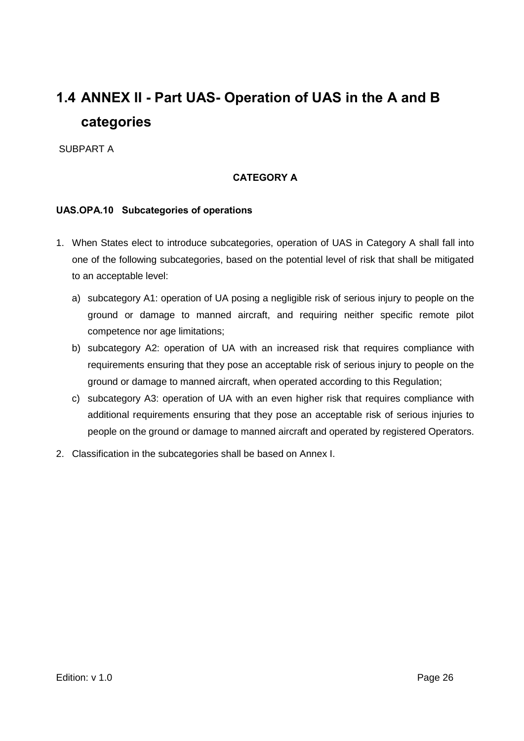## 1.4 ANNEX II - Part UAS- Operation of UAS in the A and B categories

SUBPART A

**CATEGORY A**

**UAS.OPA.10 Subcategories of operations**

1. When States elect to introduce subcategories, operation of UAS in Category A shall fall into one of the following subcategories, based on the potential level of risk that shall be mitigated to an acceptable level:
   a) subcategory A1: operation of UA posing a negligible risk of serious injury to people on the ground or damage to manned aircraft, and requiring neither specific remote pilot competence nor age limitations;
   b) subcategory A2: operation of UA with an increased risk that requires compliance with requirements ensuring that they pose an acceptable risk of serious injury to people on the ground or damage to manned aircraft, when operated according to this Regulation;
   c) subcategory A3: operation of UA with an even higher risk that requires compliance with additional requirements ensuring that they pose an acceptable risk of serious injuries to people on the ground or damage to manned aircraft and operated by registered Operators.
2. Classification in the subcategories shall be based on Annex I.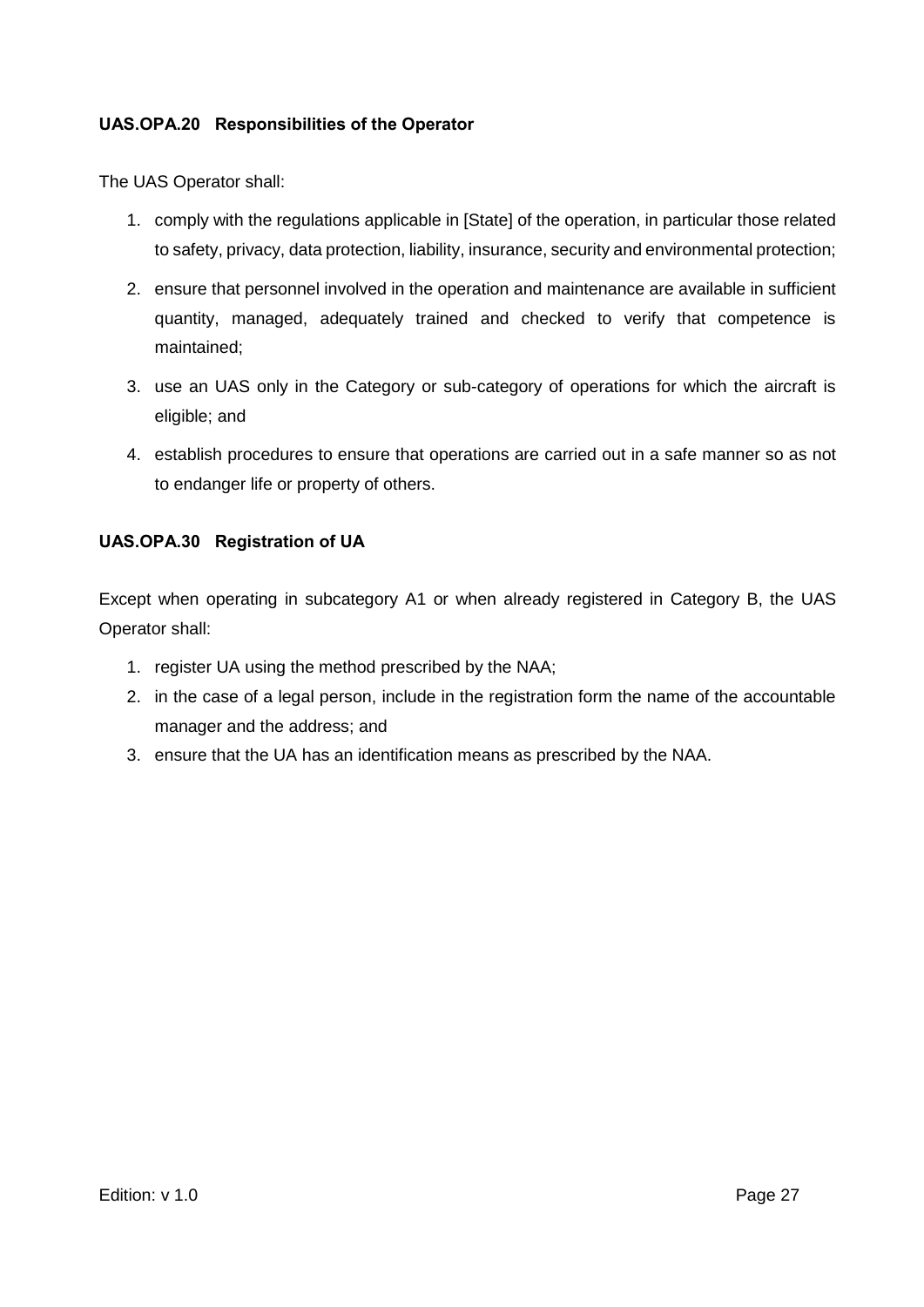#### UAS.OPA.20 Responsibilities of the Operator

The UAS Operator shall:

1. comply with the regulations applicable in [State] of the operation, in particular those related to safety, privacy, data protection, liability, insurance, security and environmental protection;
2. ensure that personnel involved in the operation and maintenance are available in sufficient quantity, managed, adequately trained and checked to verify that competence is maintained;
3. use an UAS only in the Category or sub-category of operations for which the aircraft is eligible; and
4. establish procedures to ensure that operations are carried out in a safe manner so as not to endanger life or property of others.

#### UAS.OPA.30 Registration of UA

Except when operating in subcategory A1 or when already registered in Category B, the UAS Operator shall:

1. register UA using the method prescribed by the NAA;
2. in the case of a legal person, include in the registration form the name of the accountable manager and the address; and
3. ensure that the UA has an identification means as prescribed by the NAA.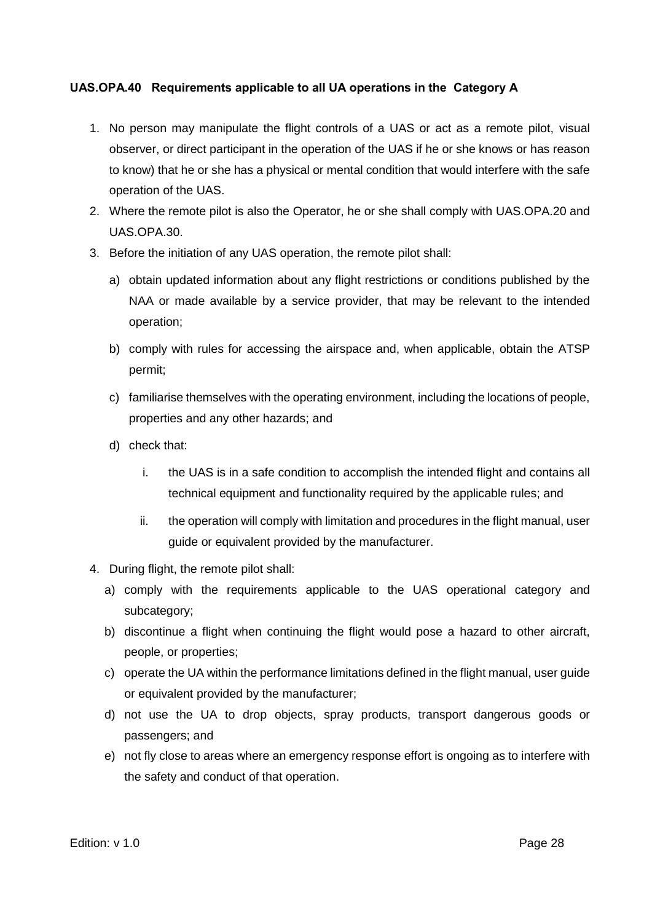### UAS.OPA.40 Requirements applicable to all UA operations in the Category A

1. No person may manipulate the flight controls of a UAS or act as a remote pilot, visual observer, or direct participant in the operation of the UAS if he or she knows or has reason to know) that he or she has a physical or mental condition that would interfere with the safe operation of the UAS.
2. Where the remote pilot is also the Operator, he or she shall comply with UAS.OPA.20 and UAS.OPA.30.
3. Before the initiation of any UAS operation, the remote pilot shall:
   a) obtain updated information about any flight restrictions or conditions published by the NAA or made available by a service provider, that may be relevant to the intended operation;
   b) comply with rules for accessing the airspace and, when applicable, obtain the ATSP permit;
   c) familiarise themselves with the operating environment, including the locations of people, properties and any other hazards; and
   d) check that:
      i. the UAS is in a safe condition to accomplish the intended flight and contains all technical equipment and functionality required by the applicable rules; and
      ii. the operation will comply with limitation and procedures in the flight manual, user guide or equivalent provided by the manufacturer.
4. During flight, the remote pilot shall:
   a) comply with the requirements applicable to the UAS operational category and subcategory;
   b) discontinue a flight when continuing the flight would pose a hazard to other aircraft, people, or properties;
   c) operate the UA within the performance limitations defined in the flight manual, user guide or equivalent provided by the manufacturer;
   d) not use the UA to drop objects, spray products, transport dangerous goods or passengers; and
   e) not fly close to areas where an emergency response effort is ongoing as to interfere with the safety and conduct of that operation.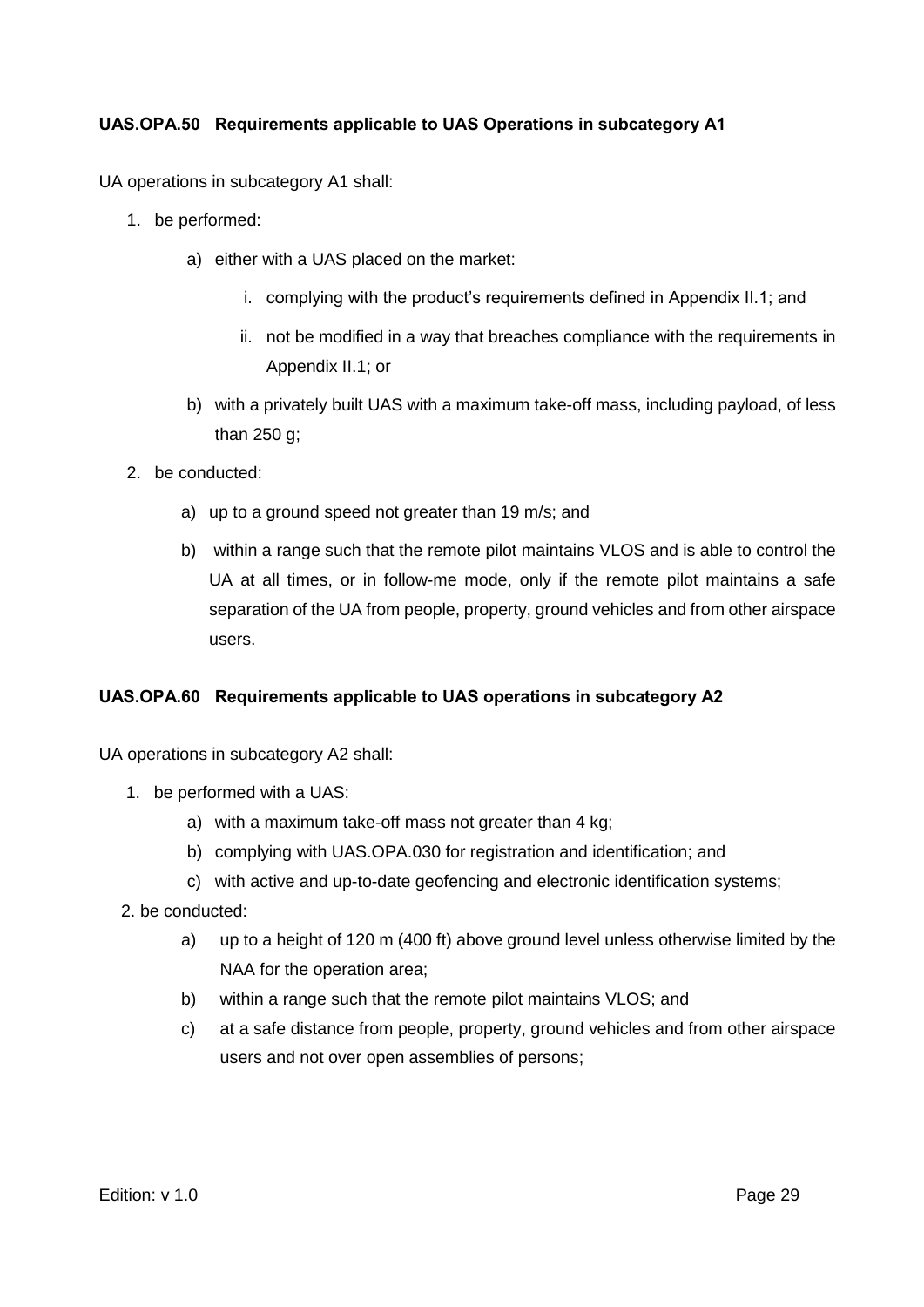### UAS.OPA.50 Requirements applicable to UAS Operations in subcategory A1

UA operations in subcategory A1 shall:

1. be performed:
   a) either with a UAS placed on the market:
      i. complying with the product's requirements defined in Appendix II.1; and
      ii. not be modified in a way that breaches compliance with the requirements in Appendix II.1; or
   b) with a privately built UAS with a maximum take-off mass, including payload, of less than 250 g;
2. be conducted:
   a) up to a ground speed not greater than 19 m/s; and
   b) within a range such that the remote pilot maintains VLOS and is able to control the UA at all times, or in follow-me mode, only if the remote pilot maintains a safe separation of the UA from people, property, ground vehicles and from other airspace users.

### UAS.OPA.60 Requirements applicable to UAS operations in subcategory A2

UA operations in subcategory A2 shall:

1. be performed with a UAS:
   a) with a maximum take-off mass not greater than 4 kg;
   b) complying with UAS.OPA.030 for registration and identification; and
   c) with active and up-to-date geofencing and electronic identification systems;
2. be conducted:
   a) up to a height of 120 m (400 ft) above ground level unless otherwise limited by the NAA for the operation area;
   b) within a range such that the remote pilot maintains VLOS; and
   c) at a safe distance from people, property, ground vehicles and from other airspace users and not over open assemblies of persons;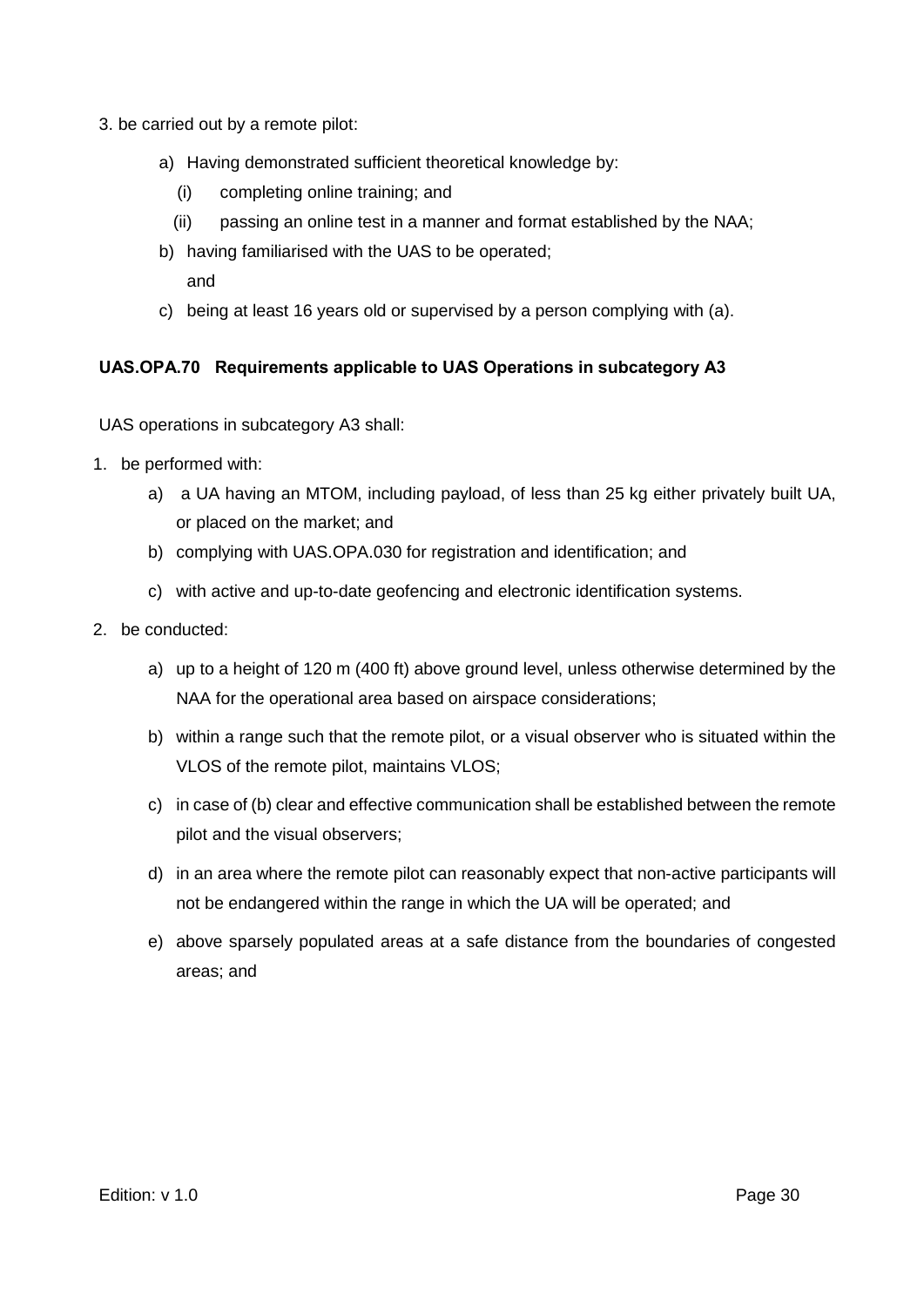3. be carried out by a remote pilot:

   a) Having demonstrated sufficient theoretical knowledge by:

      (i) completing online training; and

      (ii) passing an online test in a manner and format established by the NAA;

   b) having familiarised with the UAS to be operated;
      and

   c) being at least 16 years old or supervised by a person complying with (a).

### UAS.OPA.70 Requirements applicable to UAS Operations in subcategory A3

UAS operations in subcategory A3 shall:

1. be performed with:

   a) a UA having an MTOM, including payload, of less than 25 kg either privately built UA, or placed on the market; and

   b) complying with UAS.OPA.030 for registration and identification; and

   c) with active and up-to-date geofencing and electronic identification systems.

2. be conducted:

   a) up to a height of 120 m (400 ft) above ground level, unless otherwise determined by the NAA for the operational area based on airspace considerations;

   b) within a range such that the remote pilot, or a visual observer who is situated within the VLOS of the remote pilot, maintains VLOS;

   c) in case of (b) clear and effective communication shall be established between the remote pilot and the visual observers;

   d) in an area where the remote pilot can reasonably expect that non-active participants will not be endangered within the range in which the UA will be operated; and

   e) above sparsely populated areas at a safe distance from the boundaries of congested areas; and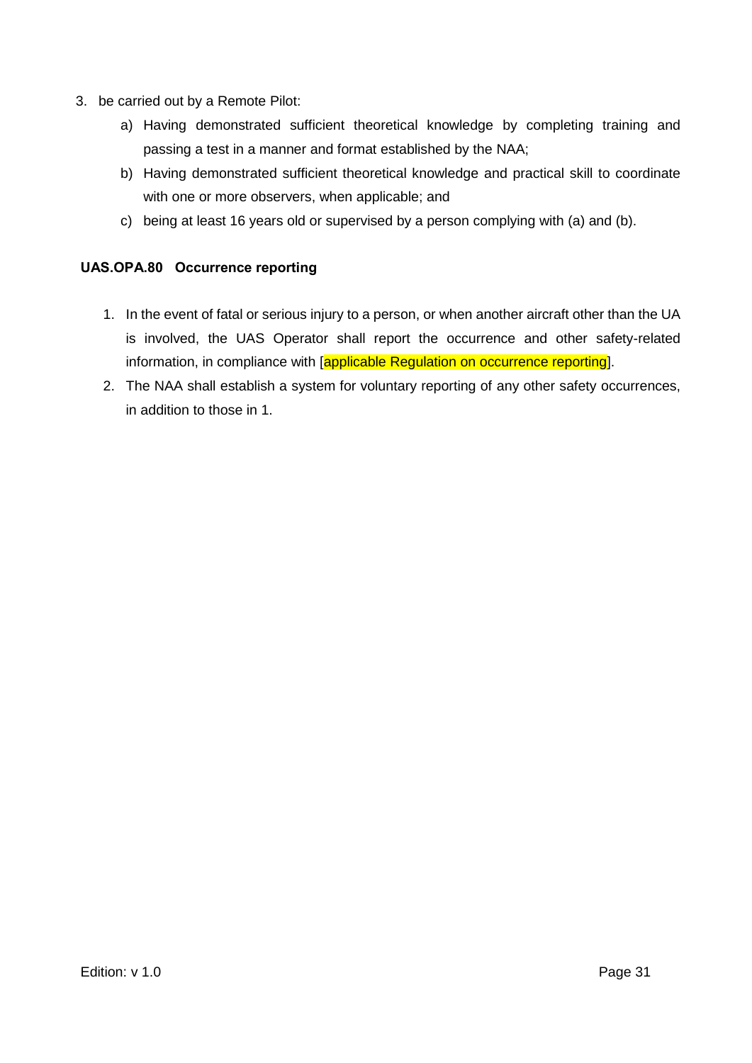3. be carried out by a Remote Pilot:
   a) Having demonstrated sufficient theoretical knowledge by completing training and passing a test in a manner and format established by the NAA;
   b) Having demonstrated sufficient theoretical knowledge and practical skill to coordinate with one or more observers, when applicable; and
   c) being at least 16 years old or supervised by a person complying with (a) and (b).

**UAS.OPA.80 Occurrence reporting**

1. In the event of fatal or serious injury to a person, or when another aircraft other than the UA is involved, the UAS Operator shall report the occurrence and other safety-related information, in compliance with [applicable Regulation on occurrence reporting].
2. The NAA shall establish a system for voluntary reporting of any other safety occurrences, in addition to those in 1.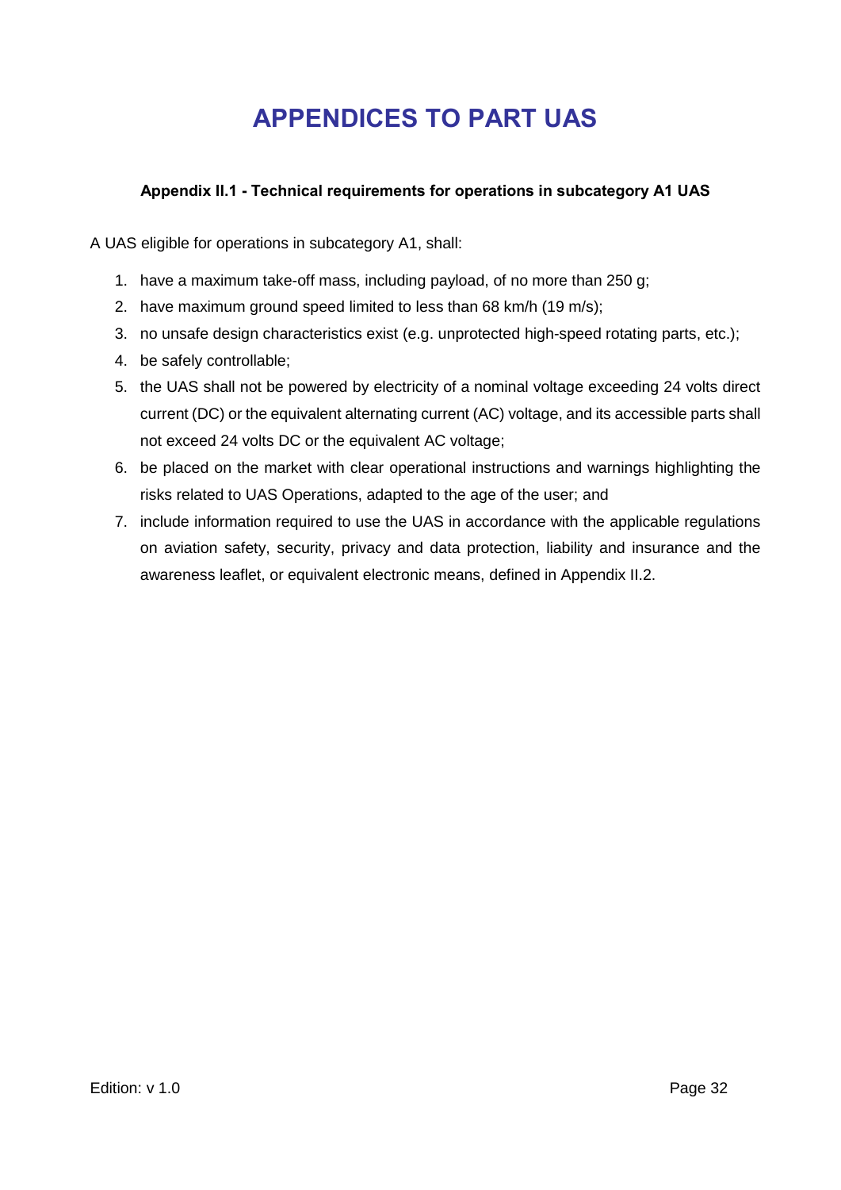# APPENDICES TO PART UAS

### Appendix II.1 - Technical requirements for operations in subcategory A1 UAS

A UAS eligible for operations in subcategory A1, shall:

1. have a maximum take-off mass, including payload, of no more than 250 g;
2. have maximum ground speed limited to less than 68 km/h (19 m/s);
3. no unsafe design characteristics exist (e.g. unprotected high-speed rotating parts, etc.);
4. be safely controllable;
5. the UAS shall not be powered by electricity of a nominal voltage exceeding 24 volts direct current (DC) or the equivalent alternating current (AC) voltage, and its accessible parts shall not exceed 24 volts DC or the equivalent AC voltage;
6. be placed on the market with clear operational instructions and warnings highlighting the risks related to UAS Operations, adapted to the age of the user; and
7. include information required to use the UAS in accordance with the applicable regulations on aviation safety, security, privacy and data protection, liability and insurance and the awareness leaflet, or equivalent electronic means, defined in Appendix II.2.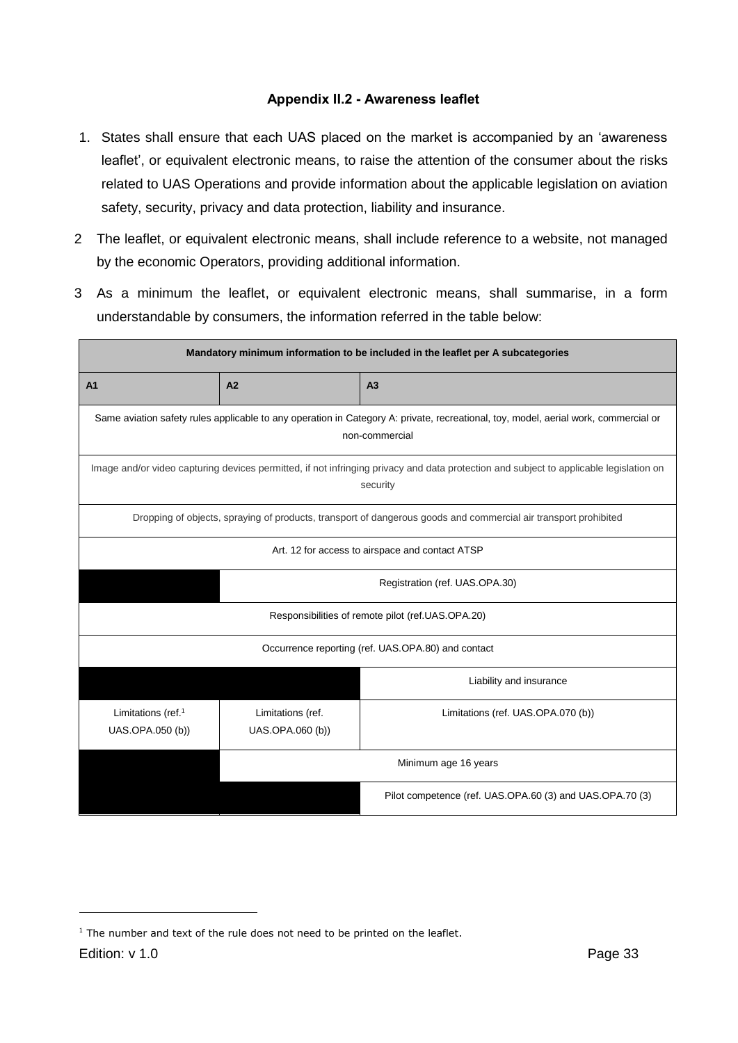### Appendix II.2 - Awareness leaflet

1. States shall ensure that each UAS placed on the market is accompanied by an 'awareness leaflet', or equivalent electronic means, to raise the attention of the consumer about the risks related to UAS Operations and provide information about the applicable legislation on aviation safety, security, privacy and data protection, liability and insurance.

2. The leaflet, or equivalent electronic means, shall include reference to a website, not managed by the economic Operators, providing additional information.

3. As a minimum the leaflet, or equivalent electronic means, shall summarise, in a form understandable by consumers, the information referred in the table below:

| Mandatory minimum information to be included in the leaflet per A subcategories | | |
|---|---|---|
| **A1** | **A2** | **A3** |
| Same aviation safety rules applicable to any operation in Category A: private, recreational, toy, model, aerial work, commercial or non-commercial | | |
| Image and/or video capturing devices permitted, if not infringing privacy and data protection and subject to applicable legislation on security | | |
| Dropping of objects, spraying of products, transport of dangerous goods and commercial air transport prohibited | | |
| Art. 12 for access to airspace and contact ATSP | | |
| | Registration (ref. UAS.OPA.30) | |
| Responsibilities of remote pilot (ref.UAS.OPA.20) | | |
| Occurrence reporting (ref. UAS.OPA.80) and contact | | |
| | | Liability and insurance |
| Limitations (ref.[1] UAS.OPA.050 (b)) | Limitations (ref. UAS.OPA.060 (b)) | Limitations (ref. UAS.OPA.070 (b)) |
| | Minimum age 16 years | |
| | | Pilot competence (ref. UAS.OPA.60 (3) and UAS.OPA.70 (3) |

[1] The number and text of the rule does not need to be printed on the leaflet.

Edition: v 1.0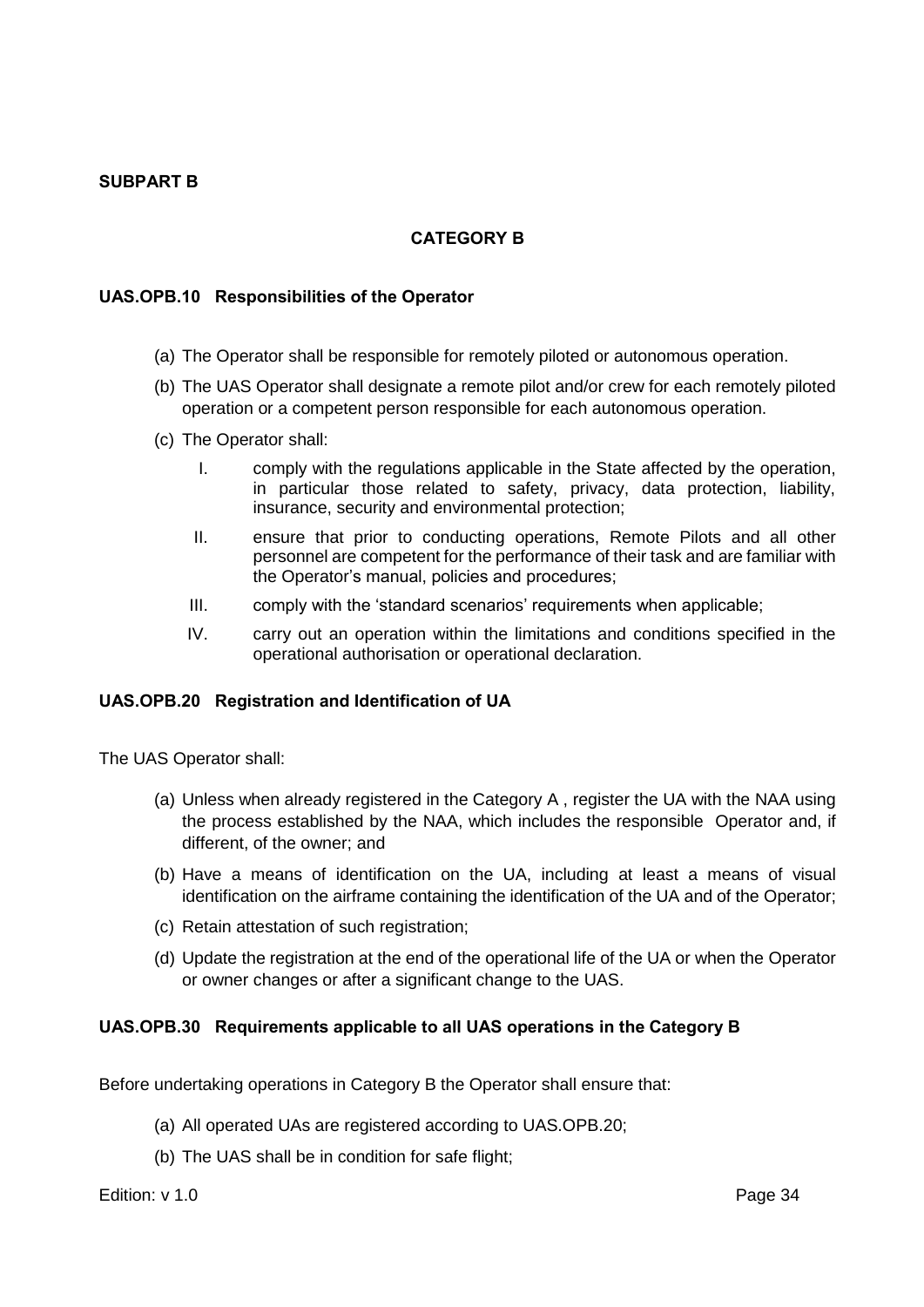## SUBPART B

### CATEGORY B

#### UAS.OPB.10 Responsibilities of the Operator

(a) The Operator shall be responsible for remotely piloted or autonomous operation.

(b) The UAS Operator shall designate a remote pilot and/or crew for each remotely piloted operation or a competent person responsible for each autonomous operation.

(c) The Operator shall:

I. comply with the regulations applicable in the State affected by the operation, in particular those related to safety, privacy, data protection, liability, insurance, security and environmental protection;

II. ensure that prior to conducting operations, Remote Pilots and all other personnel are competent for the performance of their task and are familiar with the Operator's manual, policies and procedures;

III. comply with the 'standard scenarios' requirements when applicable;

IV. carry out an operation within the limitations and conditions specified in the operational authorisation or operational declaration.

#### UAS.OPB.20 Registration and Identification of UA

The UAS Operator shall:

(a) Unless when already registered in the Category A , register the UA with the NAA using the process established by the NAA, which includes the responsible Operator and, if different, of the owner; and

(b) Have a means of identification on the UA, including at least a means of visual identification on the airframe containing the identification of the UA and of the Operator;

(c) Retain attestation of such registration;

(d) Update the registration at the end of the operational life of the UA or when the Operator or owner changes or after a significant change to the UAS.

#### UAS.OPB.30 Requirements applicable to all UAS operations in the Category B

Before undertaking operations in Category B the Operator shall ensure that:

(a) All operated UAs are registered according to UAS.OPB.20;

(b) The UAS shall be in condition for safe flight;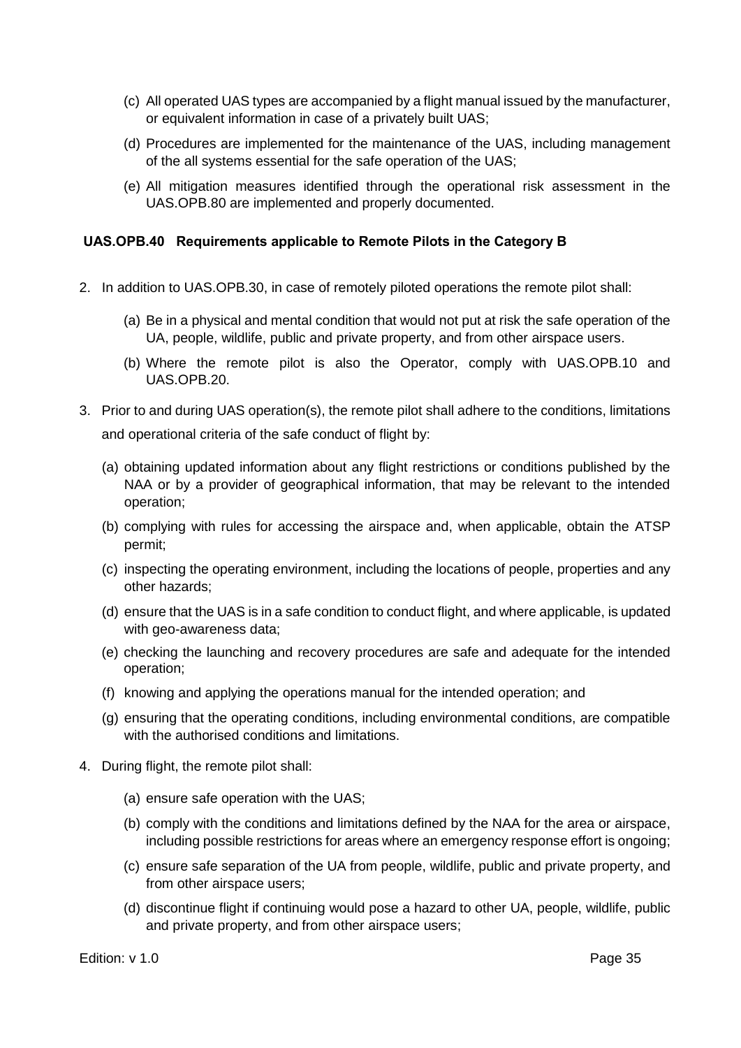(c) All operated UAS types are accompanied by a flight manual issued by the manufacturer, or equivalent information in case of a privately built UAS;

(d) Procedures are implemented for the maintenance of the UAS, including management of the all systems essential for the safe operation of the UAS;

(e) All mitigation measures identified through the operational risk assessment in the UAS.OPB.80 are implemented and properly documented.

### UAS.OPB.40 Requirements applicable to Remote Pilots in the Category B

2. In addition to UAS.OPB.30, in case of remotely piloted operations the remote pilot shall:

   (a) Be in a physical and mental condition that would not put at risk the safe operation of the UA, people, wildlife, public and private property, and from other airspace users.

   (b) Where the remote pilot is also the Operator, comply with UAS.OPB.10 and UAS.OPB.20.

3. Prior to and during UAS operation(s), the remote pilot shall adhere to the conditions, limitations and operational criteria of the safe conduct of flight by:

   (a) obtaining updated information about any flight restrictions or conditions published by the NAA or by a provider of geographical information, that may be relevant to the intended operation;

   (b) complying with rules for accessing the airspace and, when applicable, obtain the ATSP permit;

   (c) inspecting the operating environment, including the locations of people, properties and any other hazards;

   (d) ensure that the UAS is in a safe condition to conduct flight, and where applicable, is updated with geo-awareness data;

   (e) checking the launching and recovery procedures are safe and adequate for the intended operation;

   (f) knowing and applying the operations manual for the intended operation; and

   (g) ensuring that the operating conditions, including environmental conditions, are compatible with the authorised conditions and limitations.

4. During flight, the remote pilot shall:

   (a) ensure safe operation with the UAS;

   (b) comply with the conditions and limitations defined by the NAA for the area or airspace, including possible restrictions for areas where an emergency response effort is ongoing;

   (c) ensure safe separation of the UA from people, wildlife, public and private property, and from other airspace users;

   (d) discontinue flight if continuing would pose a hazard to other UA, people, wildlife, public and private property, and from other airspace users;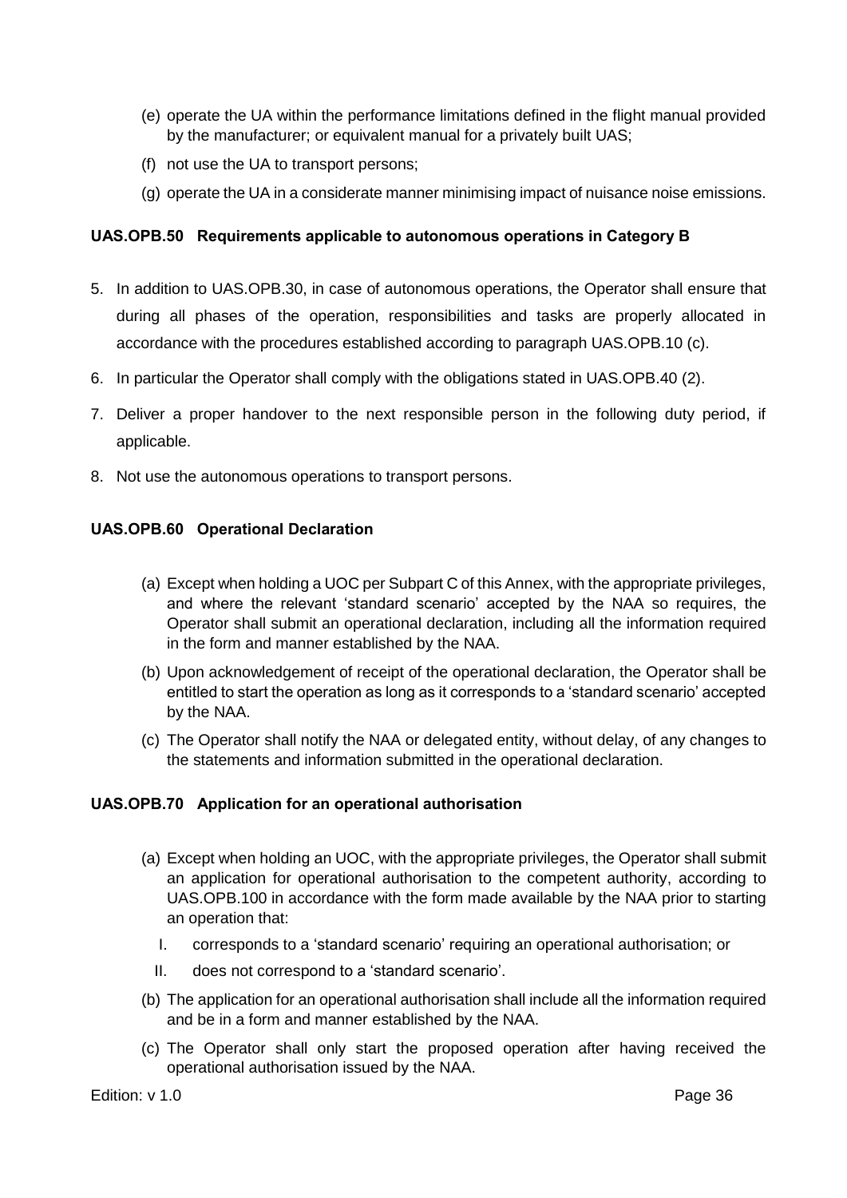(e) operate the UA within the performance limitations defined in the flight manual provided by the manufacturer; or equivalent manual for a privately built UAS;

(f) not use the UA to transport persons;

(g) operate the UA in a considerate manner minimising impact of nuisance noise emissions.

### UAS.OPB.50 Requirements applicable to autonomous operations in Category B

5. In addition to UAS.OPB.30, in case of autonomous operations, the Operator shall ensure that during all phases of the operation, responsibilities and tasks are properly allocated in accordance with the procedures established according to paragraph UAS.OPB.10 (c).
6. In particular the Operator shall comply with the obligations stated in UAS.OPB.40 (2).
7. Deliver a proper handover to the next responsible person in the following duty period, if applicable.
8. Not use the autonomous operations to transport persons.

### UAS.OPB.60 Operational Declaration

(a) Except when holding a UOC per Subpart C of this Annex, with the appropriate privileges, and where the relevant 'standard scenario' accepted by the NAA so requires, the Operator shall submit an operational declaration, including all the information required in the form and manner established by the NAA.

(b) Upon acknowledgement of receipt of the operational declaration, the Operator shall be entitled to start the operation as long as it corresponds to a 'standard scenario' accepted by the NAA.

(c) The Operator shall notify the NAA or delegated entity, without delay, of any changes to the statements and information submitted in the operational declaration.

### UAS.OPB.70 Application for an operational authorisation

(a) Except when holding an UOC, with the appropriate privileges, the Operator shall submit an application for operational authorisation to the competent authority, according to UAS.OPB.100 in accordance with the form made available by the NAA prior to starting an operation that:

   I. corresponds to a 'standard scenario' requiring an operational authorisation; or

   II. does not correspond to a 'standard scenario'.

(b) The application for an operational authorisation shall include all the information required and be in a form and manner established by the NAA.

(c) The Operator shall only start the proposed operation after having received the operational authorisation issued by the NAA.

Edition: v 1.0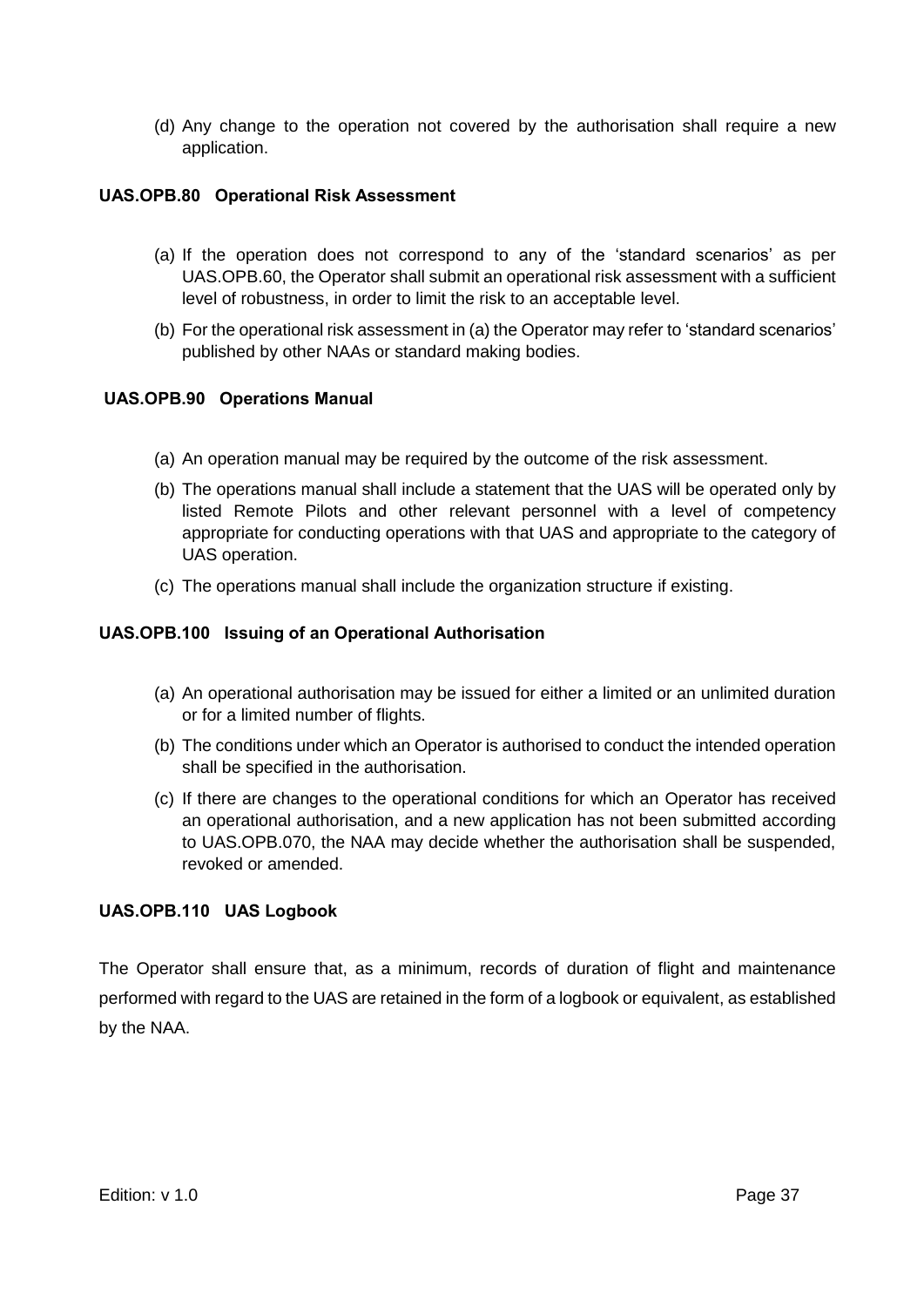(d) Any change to the operation not covered by the authorisation shall require a new application.

### UAS.OPB.80 Operational Risk Assessment

(a) If the operation does not correspond to any of the 'standard scenarios' as per UAS.OPB.60, the Operator shall submit an operational risk assessment with a sufficient level of robustness, in order to limit the risk to an acceptable level.

(b) For the operational risk assessment in (a) the Operator may refer to 'standard scenarios' published by other NAAs or standard making bodies.

### UAS.OPB.90 Operations Manual

(a) An operation manual may be required by the outcome of the risk assessment.

(b) The operations manual shall include a statement that the UAS will be operated only by listed Remote Pilots and other relevant personnel with a level of competency appropriate for conducting operations with that UAS and appropriate to the category of UAS operation.

(c) The operations manual shall include the organization structure if existing.

### UAS.OPB.100 Issuing of an Operational Authorisation

(a) An operational authorisation may be issued for either a limited or an unlimited duration or for a limited number of flights.

(b) The conditions under which an Operator is authorised to conduct the intended operation shall be specified in the authorisation.

(c) If there are changes to the operational conditions for which an Operator has received an operational authorisation, and a new application has not been submitted according to UAS.OPB.070, the NAA may decide whether the authorisation shall be suspended, revoked or amended.

### UAS.OPB.110 UAS Logbook

The Operator shall ensure that, as a minimum, records of duration of flight and maintenance performed with regard to the UAS are retained in the form of a logbook or equivalent, as established by the NAA.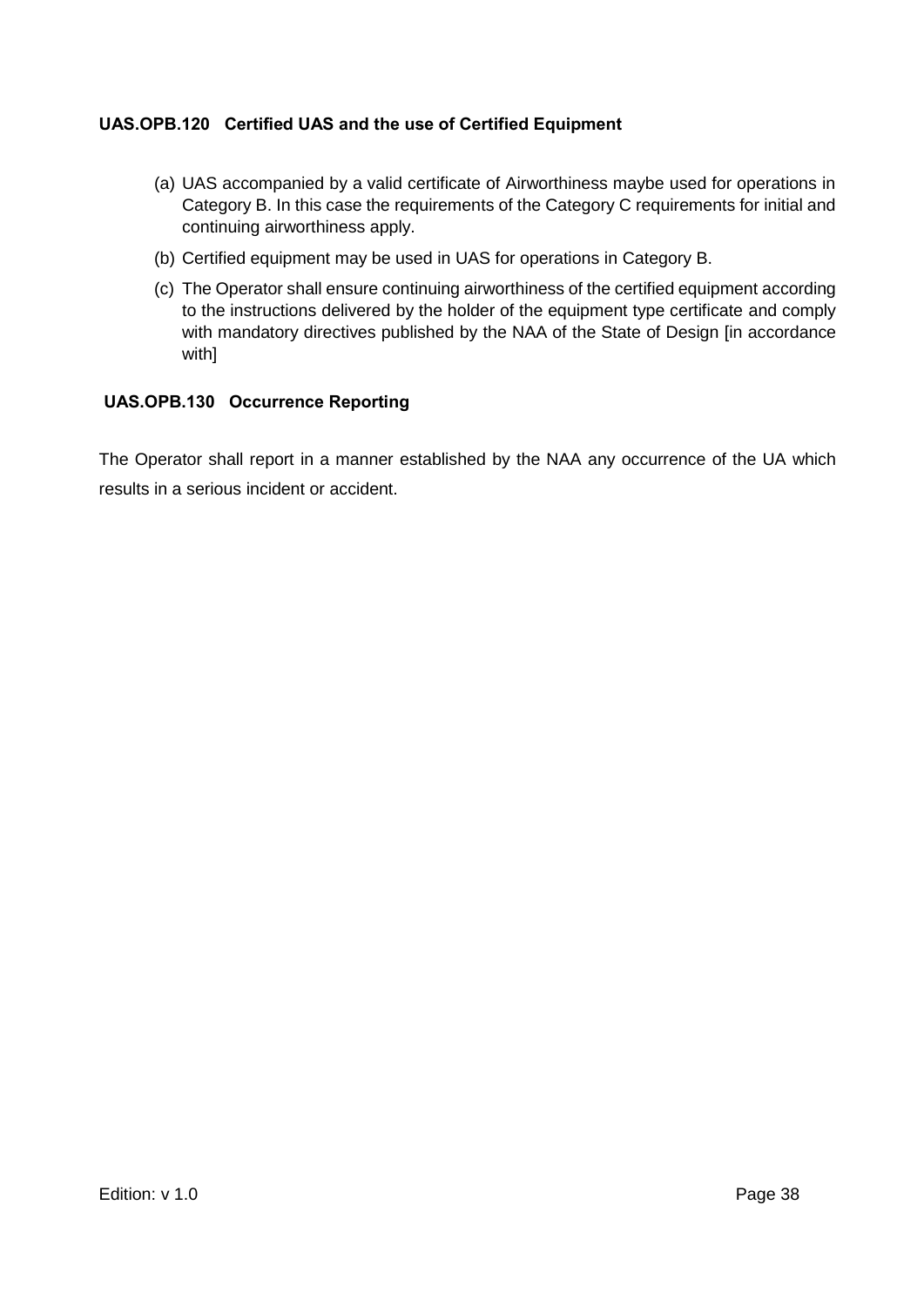### UAS.OPB.120 Certified UAS and the use of Certified Equipment

(a) UAS accompanied by a valid certificate of Airworthiness maybe used for operations in Category B. In this case the requirements of the Category C requirements for initial and continuing airworthiness apply.

(b) Certified equipment may be used in UAS for operations in Category B.

(c) The Operator shall ensure continuing airworthiness of the certified equipment according to the instructions delivered by the holder of the equipment type certificate and comply with mandatory directives published by the NAA of the State of Design [in accordance with]

### UAS.OPB.130 Occurrence Reporting

The Operator shall report in a manner established by the NAA any occurrence of the UA which results in a serious incident or accident.